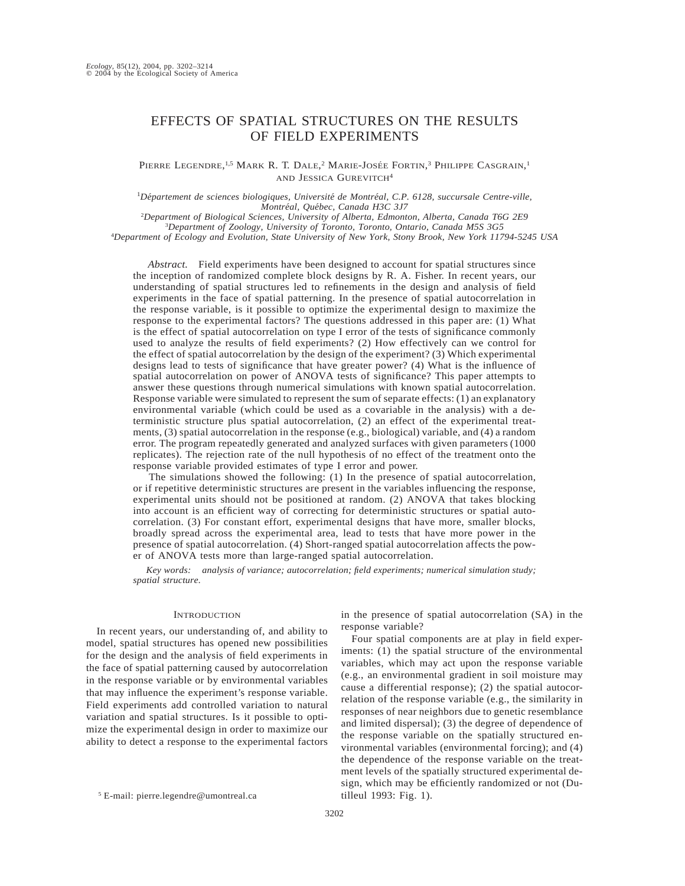# EFFECTS OF SPATIAL STRUCTURES ON THE RESULTS OF FIELD EXPERIMENTS

Pierre Legendre,[1,5] Mark R. T. Dale,[2] Marie-Josée Fortin,[3] Philippe Casgrain,[1] and Jessica Gurevitch[4]

[1]*Département de sciences biologiques, Université de Montréal, C.P. 6128, succursale Centre-ville, Montréal, Québec, Canada H3C 3J7*

[2]*Department of Biological Sciences, University of Alberta, Edmonton, Alberta, Canada T6G 2E9*

[3]*Department of Zoology, University of Toronto, Toronto, Ontario, Canada M5S 3G5*

[4]*Department of Ecology and Evolution, State University of New York, Stony Brook, New York 11794-5245 USA*

*Abstract.* Field experiments have been designed to account for spatial structures since the inception of randomized complete block designs by R. A. Fisher. In recent years, our understanding of spatial structures led to refinements in the design and analysis of field experiments in the face of spatial patterning. In the presence of spatial autocorrelation in the response variable, is it possible to optimize the experimental design to maximize the response to the experimental factors? The questions addressed in this paper are: (1) What is the effect of spatial autocorrelation on type I error of the tests of significance commonly used to analyze the results of field experiments? (2) How effectively can we control for the effect of spatial autocorrelation by the design of the experiment? (3) Which experimental designs lead to tests of significance that have greater power? (4) What is the influence of spatial autocorrelation on power of ANOVA tests of significance? This paper attempts to answer these questions through numerical simulations with known spatial autocorrelation. Response variable were simulated to represent the sum of separate effects: (1) an explanatory environmental variable (which could be used as a covariable in the analysis) with a deterministic structure plus spatial autocorrelation, (2) an effect of the experimental treatments, (3) spatial autocorrelation in the response (e.g., biological) variable, and (4) a random error. The program repeatedly generated and analyzed surfaces with given parameters (1000 replicates). The rejection rate of the null hypothesis of no effect of the treatment onto the response variable provided estimates of type I error and power.

The simulations showed the following: (1) In the presence of spatial autocorrelation, or if repetitive deterministic structures are present in the variables influencing the response, experimental units should not be positioned at random. (2) ANOVA that takes blocking into account is an efficient way of correcting for deterministic structures or spatial autocorrelation. (3) For constant effort, experimental designs that have more, smaller blocks, broadly spread across the experimental area, lead to tests that have more power in the presence of spatial autocorrelation. (4) Short-ranged spatial autocorrelation affects the power of ANOVA tests more than large-ranged spatial autocorrelation.

*Key words: analysis of variance; autocorrelation; field experiments; numerical simulation study; spatial structure.*

## Introduction

In recent years, our understanding of, and ability to model, spatial structures has opened new possibilities for the design and the analysis of field experiments in the face of spatial patterning caused by autocorrelation in the response variable or by environmental variables that may influence the experiment's response variable. Field experiments add controlled variation to natural variation and spatial structures. Is it possible to optimize the experimental design in order to maximize our ability to detect a response to the experimental factors in the presence of spatial autocorrelation (SA) in the response variable?

Four spatial components are at play in field experiments: (1) the spatial structure of the environmental variables, which may act upon the response variable (e.g., an environmental gradient in soil moisture may cause a differential response); (2) the spatial autocorrelation of the response variable (e.g., the similarity in responses of near neighbors due to genetic resemblance and limited dispersal); (3) the degree of dependence of the response variable on the spatially structured environmental variables (environmental forcing); and (4) the dependence of the response variable on the treatment levels of the spatially structured experimental design, which may be efficiently randomized or not (Dutilleul 1993: Fig. 1).

[5] E-mail: pierre.legendre@umontreal.ca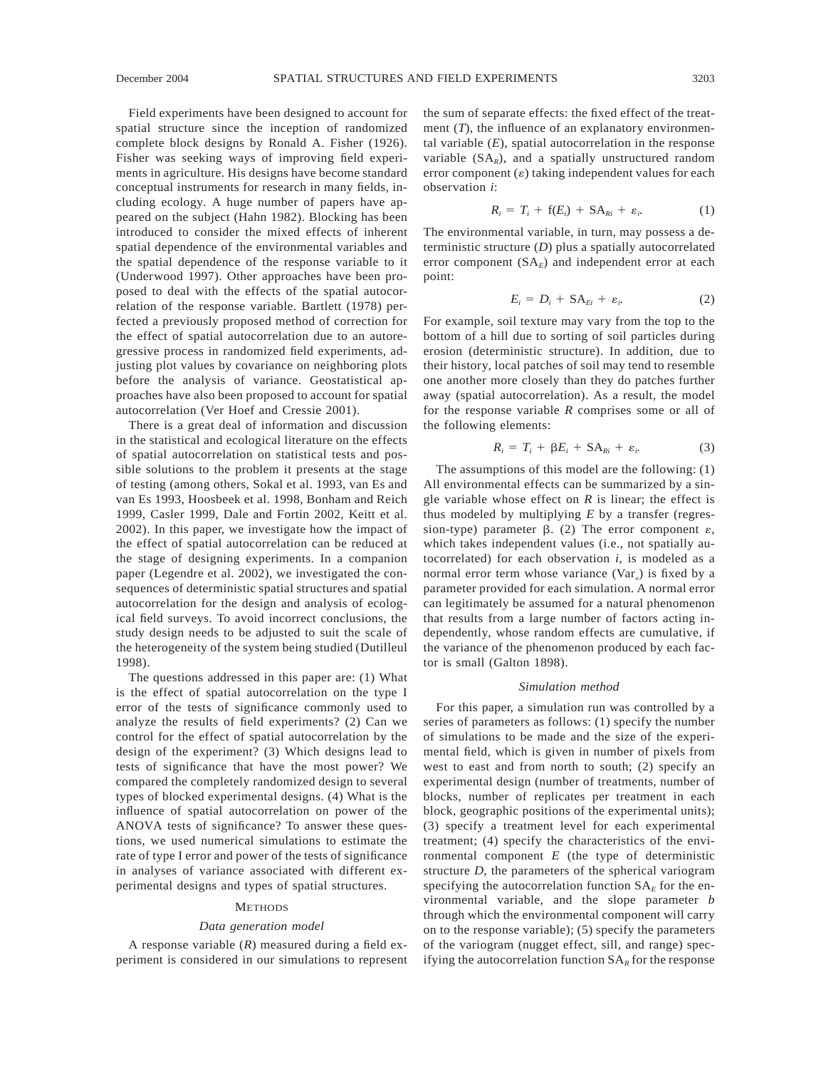Field experiments have been designed to account for spatial structure since the inception of randomized complete block designs by Ronald A. Fisher (1926). Fisher was seeking ways of improving field experiments in agriculture. His designs have become standard conceptual instruments for research in many fields, including ecology. A huge number of papers have appeared on the subject (Hahn 1982). Blocking has been introduced to consider the mixed effects of inherent spatial dependence of the environmental variables and the spatial dependence of the response variable to it (Underwood 1997). Other approaches have been proposed to deal with the effects of the spatial autocorrelation of the response variable. Bartlett (1978) perfected a previously proposed method of correction for the effect of spatial autocorrelation due to an autoregressive process in randomized field experiments, adjusting plot values by covariance on neighboring plots before the analysis of variance. Geostatistical approaches have also been proposed to account for spatial autocorrelation (Ver Hoef and Cressie 2001).

There is a great deal of information and discussion in the statistical and ecological literature on the effects of spatial autocorrelation on statistical tests and possible solutions to the problem it presents at the stage of testing (among others, Sokal et al. 1993, van Es and van Es 1993, Hoosbeek et al. 1998, Bonham and Reich 1999, Casler 1999, Dale and Fortin 2002, Keitt et al. 2002). In this paper, we investigate how the impact of the effect of spatial autocorrelation can be reduced at the stage of designing experiments. In a companion paper (Legendre et al. 2002), we investigated the consequences of deterministic spatial structures and spatial autocorrelation for the design and analysis of ecological field surveys. To avoid incorrect conclusions, the study design needs to be adjusted to suit the scale of the heterogeneity of the system being studied (Dutilleul 1998).

The questions addressed in this paper are: (1) What is the effect of spatial autocorrelation on the type I error of the tests of significance commonly used to analyze the results of field experiments? (2) Can we control for the effect of spatial autocorrelation by the design of the experiment? (3) Which designs lead to tests of significance that have the most power? We compared the completely randomized design to several types of blocked experimental designs. (4) What is the influence of spatial autocorrelation on power of the ANOVA tests of significance? To answer these questions, we used numerical simulations to estimate the rate of type I error and power of the tests of significance in analyses of variance associated with different experimental designs and types of spatial structures.

## Methods

### *Data generation model*

A response variable ($R$) measured during a field experiment is considered in our simulations to represent the sum of separate effects: the fixed effect of the treatment ($T$), the influence of an explanatory environmental variable ($E$), spatial autocorrelation in the response variable ($SA_R$), and a spatially unstructured random error component ($\varepsilon$) taking independent values for each observation $i$:

$$R_i = T_i + f(E_i) + SA_{Ri} + \varepsilon_i. \tag{1}$$

The environmental variable, in turn, may possess a deterministic structure ($D$) plus a spatially autocorrelated error component ($SA_E$) and independent error at each point:

$$E_i = D_i + SA_{Ei} + \varepsilon_i. \tag{2}$$

For example, soil texture may vary from the top to the bottom of a hill due to sorting of soil particles during erosion (deterministic structure). In addition, due to their history, local patches of soil may tend to resemble one another more closely than they do patches further away (spatial autocorrelation). As a result, the model for the response variable $R$ comprises some or all of the following elements:

$$R_i = T_i + \beta E_i + SA_{Ri} + \varepsilon_i. \tag{3}$$

The assumptions of this model are the following: (1) All environmental effects can be summarized by a single variable whose effect on $R$ is linear; the effect is thus modeled by multiplying $E$ by a transfer (regression-type) parameter $\beta$. (2) The error component $\varepsilon$, which takes independent values (i.e., not spatially autocorrelated) for each observation $i$, is modeled as a normal error term whose variance ($Var_\varepsilon$) is fixed by a parameter provided for each simulation. A normal error can legitimately be assumed for a natural phenomenon that results from a large number of factors acting independently, whose random effects are cumulative, if the variance of the phenomenon produced by each factor is small (Galton 1898).

### *Simulation method*

For this paper, a simulation run was controlled by a series of parameters as follows: (1) specify the number of simulations to be made and the size of the experimental field, which is given in number of pixels from west to east and from north to south; (2) specify an experimental design (number of treatments, number of blocks, number of replicates per treatment in each block, geographic positions of the experimental units); (3) specify a treatment level for each experimental treatment; (4) specify the characteristics of the environmental component $E$ (the type of deterministic structure $D$, the parameters of the spherical variogram specifying the autocorrelation function $SA_E$ for the environmental variable, and the slope parameter $b$ through which the environmental component will carry on to the response variable); (5) specify the parameters of the variogram (nugget effect, sill, and range) specifying the autocorrelation function $SA_R$ for the response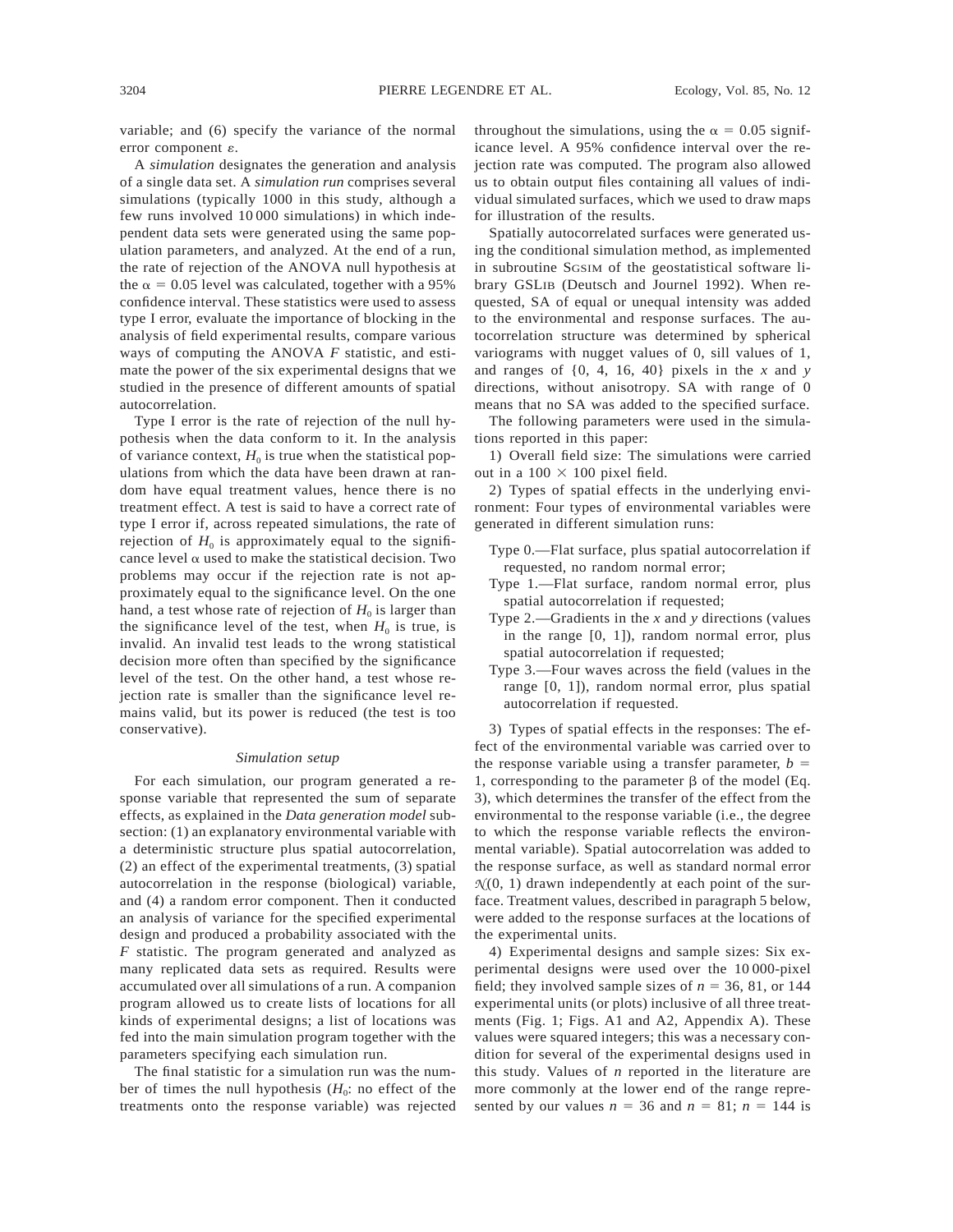variable; and (6) specify the variance of the normal error component $\varepsilon$.

A *simulation* designates the generation and analysis of a single data set. A *simulation run* comprises several simulations (typically 1000 in this study, although a few runs involved 10 000 simulations) in which independent data sets were generated using the same population parameters, and analyzed. At the end of a run, the rate of rejection of the ANOVA null hypothesis at the $\alpha = 0.05$ level was calculated, together with a 95% confidence interval. These statistics were used to assess type I error, evaluate the importance of blocking in the analysis of field experimental results, compare various ways of computing the ANOVA $F$ statistic, and estimate the power of the six experimental designs that we studied in the presence of different amounts of spatial autocorrelation.

Type I error is the rate of rejection of the null hypothesis when the data conform to it. In the analysis of variance context, $H_0$ is true when the statistical populations from which the data have been drawn at random have equal treatment values, hence there is no treatment effect. A test is said to have a correct rate of type I error if, across repeated simulations, the rate of rejection of $H_0$ is approximately equal to the significance level $\alpha$ used to make the statistical decision. Two problems may occur if the rejection rate is not approximately equal to the significance level. On the one hand, a test whose rate of rejection of $H_0$ is larger than the significance level of the test, when $H_0$ is true, is invalid. An invalid test leads to the wrong statistical decision more often than specified by the significance level of the test. On the other hand, a test whose rejection rate is smaller than the significance level remains valid, but its power is reduced (the test is too conservative).

### *Simulation setup*

For each simulation, our program generated a response variable that represented the sum of separate effects, as explained in the *Data generation model* subsection: (1) an explanatory environmental variable with a deterministic structure plus spatial autocorrelation, (2) an effect of the experimental treatments, (3) spatial autocorrelation in the response (biological) variable, and (4) a random error component. Then it conducted an analysis of variance for the specified experimental design and produced a probability associated with the $F$ statistic. The program generated and analyzed as many replicated data sets as required. Results were accumulated over all simulations of a run. A companion program allowed us to create lists of locations for all kinds of experimental designs; a list of locations was fed into the main simulation program together with the parameters specifying each simulation run.

The final statistic for a simulation run was the number of times the null hypothesis ($H_0$: no effect of the treatments onto the response variable) was rejected throughout the simulations, using the $\alpha = 0.05$ significance level. A 95% confidence interval over the rejection rate was computed. The program also allowed us to obtain output files containing all values of individual simulated surfaces, which we used to draw maps for illustration of the results.

Spatially autocorrelated surfaces were generated using the conditional simulation method, as implemented in subroutine SGSIM of the geostatistical software library GSLIB (Deutsch and Journel 1992). When requested, SA of equal or unequal intensity was added to the environmental and response surfaces. The autocorrelation structure was determined by spherical variograms with nugget values of 0, sill values of 1, and ranges of {0, 4, 16, 40} pixels in the $x$ and $y$ directions, without anisotropy. SA with range of 0 means that no SA was added to the specified surface.

The following parameters were used in the simulations reported in this paper:

1) Overall field size: The simulations were carried out in a 100 × 100 pixel field.

2) Types of spatial effects in the underlying environment: Four types of environmental variables were generated in different simulation runs:

- Type 0.—Flat surface, plus spatial autocorrelation if requested, no random normal error;
- Type 1.—Flat surface, random normal error, plus spatial autocorrelation if requested;
- Type 2.—Gradients in the $x$ and $y$ directions (values in the range [0, 1]), random normal error, plus spatial autocorrelation if requested;
- Type 3.—Four waves across the field (values in the range [0, 1]), random normal error, plus spatial autocorrelation if requested.

3) Types of spatial effects in the responses: The effect of the environmental variable was carried over to the response variable using a transfer parameter, $b = 1$, corresponding to the parameter $\beta$ of the model (Eq. 3), which determines the transfer of the effect from the environmental to the response variable (i.e., the degree to which the response variable reflects the environmental variable). Spatial autocorrelation was added to the response surface, as well as standard normal error $\mathcal{N}(0, 1)$ drawn independently at each point of the surface. Treatment values, described in paragraph 5 below, were added to the response surfaces at the locations of the experimental units.

4) Experimental designs and sample sizes: Six experimental designs were used over the 10 000-pixel field; they involved sample sizes of $n = 36$, 81, or 144 experimental units (or plots) inclusive of all three treatments (Fig. 1; Figs. A1 and A2, Appendix A). These values were squared integers; this was a necessary condition for several of the experimental designs used in this study. Values of $n$ reported in the literature are more commonly at the lower end of the range represented by our values $n = 36$ and $n = 81$; $n = 144$ is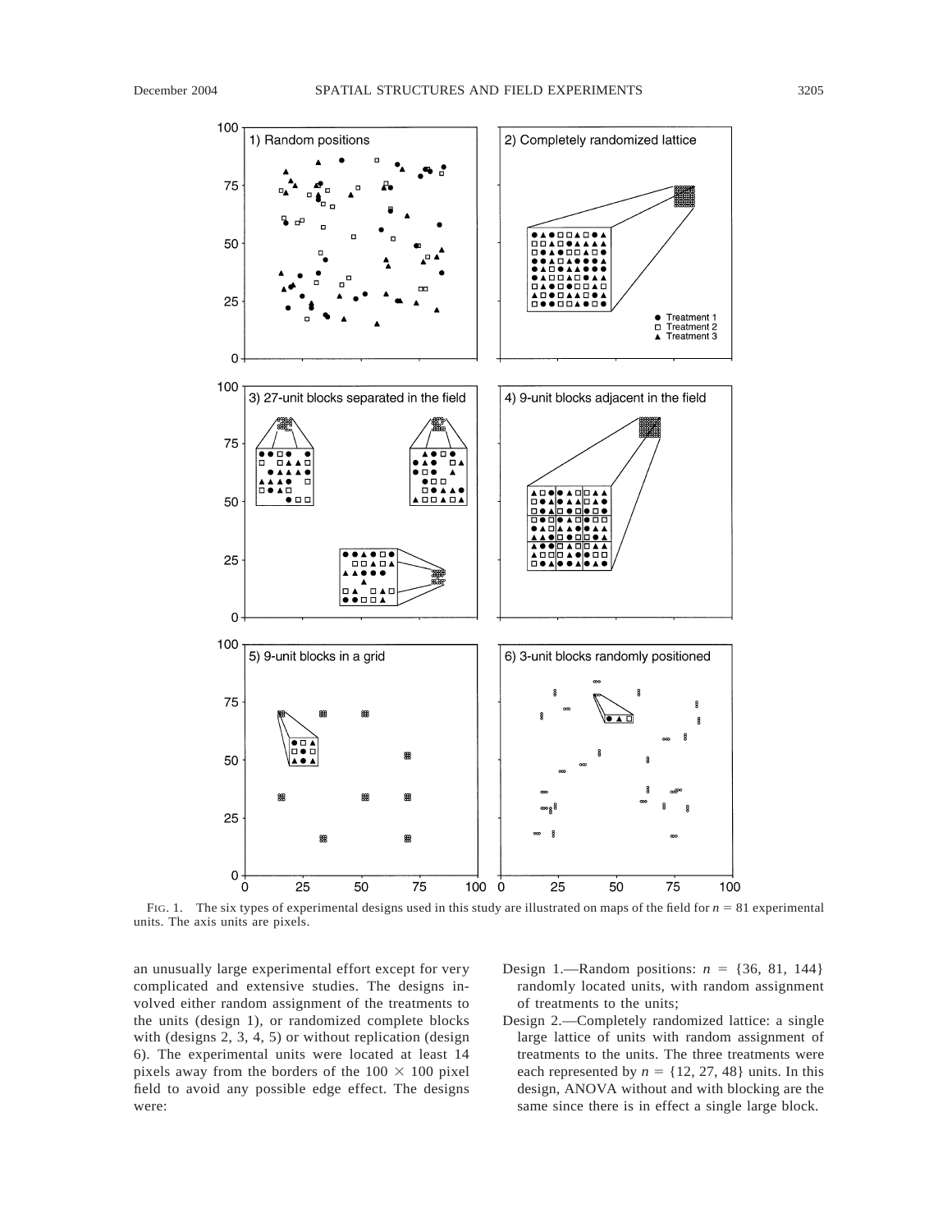FIG. 1. The six types of experimental designs used in this study are illustrated on maps of the field for $n = 81$ experimental units. The axis units are pixels.

an unusually large experimental effort except for very complicated and extensive studies. The designs involved either random assignment of the treatments to the units (design 1), or randomized complete blocks with (designs 2, 3, 4, 5) or without replication (design 6). The experimental units were located at least 14 pixels away from the borders of the $100 \times 100$ pixel field to avoid any possible edge effect. The designs were:

Design 1.—Random positions: $n = \{36, 81, 144\}$ randomly located units, with random assignment of treatments to the units;

Design 2.—Completely randomized lattice: a single large lattice of units with random assignment of treatments to the units. The three treatments were each represented by $n = \{12, 27, 48\}$ units. In this design, ANOVA without and with blocking are the same since there is in effect a single large block.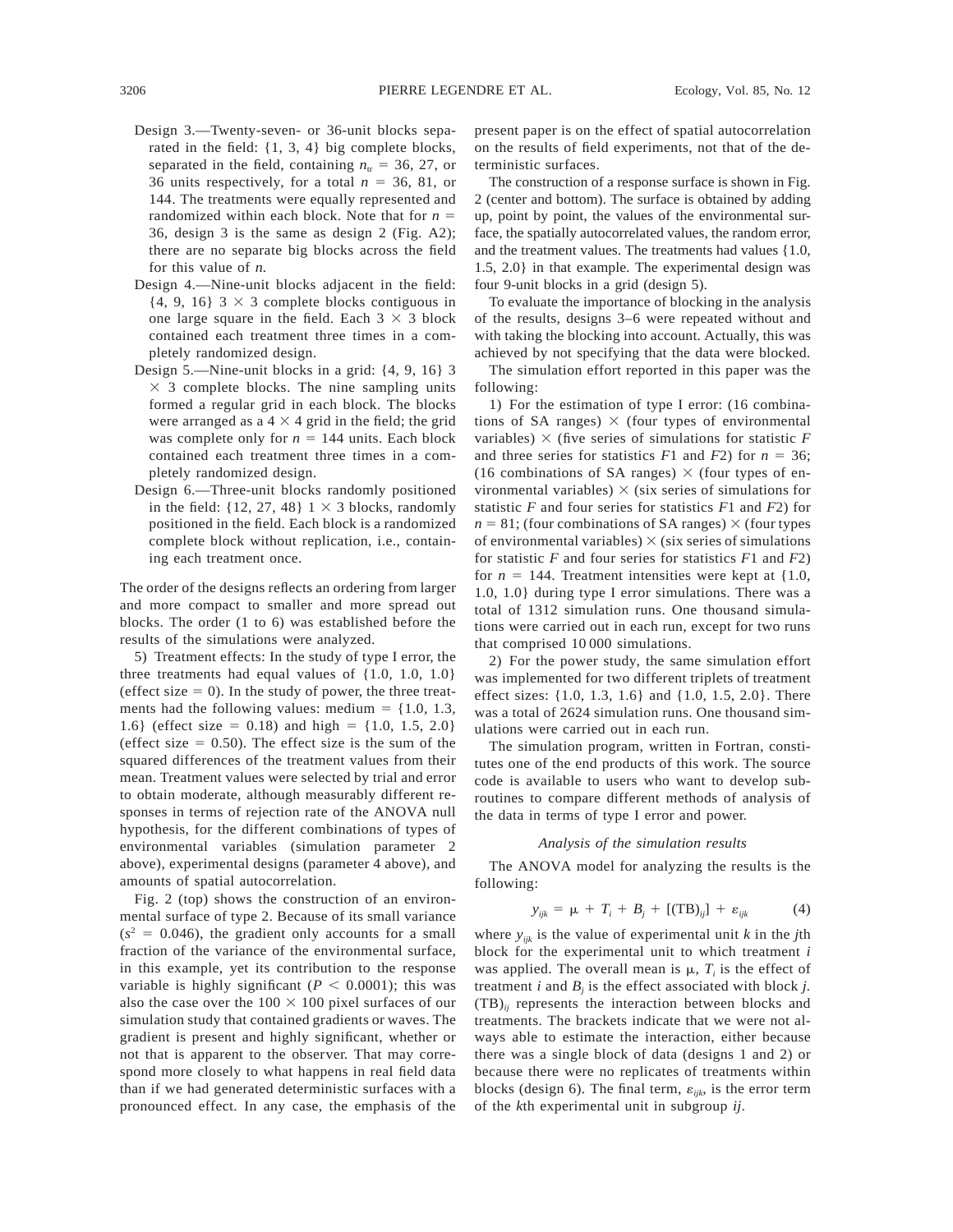Design 3.—Twenty-seven- or 36-unit blocks separated in the field: {1, 3, 4} big complete blocks, separated in the field, containing $n_{tr}$ = 36, 27, or 36 units respectively, for a total $n$ = 36, 81, or 144. The treatments were equally represented and randomized within each block. Note that for $n$ = 36, design 3 is the same as design 2 (Fig. A2); there are no separate big blocks across the field for this value of $n$.

Design 4.—Nine-unit blocks adjacent in the field: {4, 9, 16} 3 × 3 complete blocks contiguous in one large square in the field. Each 3 × 3 block contained each treatment three times in a completely randomized design.

Design 5.—Nine-unit blocks in a grid: {4, 9, 16} 3 × 3 complete blocks. The nine sampling units formed a regular grid in each block. The blocks were arranged as a 4 × 4 grid in the field; the grid was complete only for $n$ = 144 units. Each block contained each treatment three times in a completely randomized design.

Design 6.—Three-unit blocks randomly positioned in the field: {12, 27, 48} 1 × 3 blocks, randomly positioned in the field. Each block is a randomized complete block without replication, i.e., containing each treatment once.

The order of the designs reflects an ordering from larger and more compact to smaller and more spread out blocks. The order (1 to 6) was established before the results of the simulations were analyzed.

5) Treatment effects: In the study of type I error, the three treatments had equal values of {1.0, 1.0, 1.0} (effect size = 0). In the study of power, the three treatments had the following values: medium = {1.0, 1.3, 1.6} (effect size = 0.18) and high = {1.0, 1.5, 2.0} (effect size = 0.50). The effect size is the sum of the squared differences of the treatment values from their mean. Treatment values were selected by trial and error to obtain moderate, although measurably different responses in terms of rejection rate of the ANOVA null hypothesis, for the different combinations of types of environmental variables (simulation parameter 2 above), experimental designs (parameter 4 above), and amounts of spatial autocorrelation.

Fig. 2 (top) shows the construction of an environmental surface of type 2. Because of its small variance ($s^2$ = 0.046), the gradient only accounts for a small fraction of the variance of the environmental surface, in this example, yet its contribution to the response variable is highly significant ($P$ < 0.0001); this was also the case over the 100 × 100 pixel surfaces of our simulation study that contained gradients or waves. The gradient is present and highly significant, whether or not that is apparent to the observer. That may correspond more closely to what happens in real field data than if we had generated deterministic surfaces with a pronounced effect. In any case, the emphasis of the present paper is on the effect of spatial autocorrelation on the results of field experiments, not that of the deterministic surfaces.

The construction of a response surface is shown in Fig. 2 (center and bottom). The surface is obtained by adding up, point by point, the values of the environmental surface, the spatially autocorrelated values, the random error, and the treatment values. The treatments had values {1.0, 1.5, 2.0} in that example. The experimental design was four 9-unit blocks in a grid (design 5).

To evaluate the importance of blocking in the analysis of the results, designs 3–6 were repeated without and with taking the blocking into account. Actually, this was achieved by not specifying that the data were blocked.

The simulation effort reported in this paper was the following:

1) For the estimation of type I error: (16 combinations of SA ranges) × (four types of environmental variables) × (five series of simulations for statistic $F$ and three series for statistics $F1$ and $F2$) for $n$ = 36; (16 combinations of SA ranges) × (four types of environmental variables) × (six series of simulations for statistic $F$ and four series for statistics $F1$ and $F2$) for $n$ = 81; (four combinations of SA ranges) × (four types of environmental variables) × (six series of simulations for statistic $F$ and four series for statistics $F1$ and $F2$) for $n$ = 144. Treatment intensities were kept at {1.0, 1.0, 1.0} during type I error simulations. There was a total of 1312 simulation runs. One thousand simulations were carried out in each run, except for two runs that comprised 10 000 simulations.

2) For the power study, the same simulation effort was implemented for two different triplets of treatment effect sizes: {1.0, 1.3, 1.6} and {1.0, 1.5, 2.0}. There was a total of 2624 simulation runs. One thousand simulations were carried out in each run.

The simulation program, written in Fortran, constitutes one of the end products of this work. The source code is available to users who want to develop subroutines to compare different methods of analysis of the data in terms of type I error and power.

### *Analysis of the simulation results*

The ANOVA model for analyzing the results is the following:

$$y_{ijk} = \mu + T_i + B_j + [(\mathrm{TB})_{ij}] + \varepsilon_{ijk} \qquad (4)$$

where $y_{ijk}$ is the value of experimental unit $k$ in the $j$th block for the experimental unit to which treatment $i$ was applied. The overall mean is $\mu$, $T_i$ is the effect of treatment $i$ and $B_j$ is the effect associated with block $j$. $(\mathrm{TB})_{ij}$ represents the interaction between blocks and treatments. The brackets indicate that we were not always able to estimate the interaction, either because there was a single block of data (designs 1 and 2) or because there were no replicates of treatments within blocks (design 6). The final term, $\varepsilon_{ijk}$, is the error term of the $k$th experimental unit in subgroup $ij$.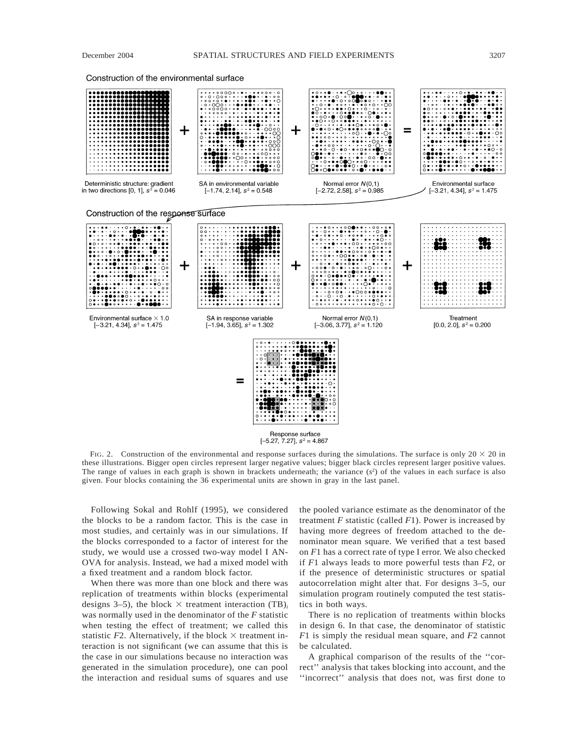Construction of the environmental surface

Deterministic structure: gradient in two directions [0, 1], $s^2 = 0.046$

SA in environmental variable [−1.74, 2.14], $s^2 = 0.548$

Normal error $N(0,1)$ [−2.72, 2.58], $s^2 = 0.985$

Environmental surface [−3.21, 4.34], $s^2 = 1.475$

Construction of the response surface

Environmental surface × 1.0 [−3.21, 4.34], $s^2 = 1.475$

SA in response variable [−1.94, 3.65], $s^2 = 1.302$

Normal error $N(0,1)$ [−3.06, 3.77], $s^2 = 1.120$

Treatment [0.0, 2.0], $s^2 = 0.200$

Response surface [−5.27, 7.27], $s^2 = 4.867$

FIG. 2. Construction of the environmental and response surfaces during the simulations. The surface is only 20 × 20 in these illustrations. Bigger open circles represent larger negative values; bigger black circles represent larger positive values. The range of values in each graph is shown in brackets underneath; the variance ($s^2$) of the values in each surface is also given. Four blocks containing the 36 experimental units are shown in gray in the last panel.

Following Sokal and Rohlf (1995), we considered the blocks to be a random factor. This is the case in most studies, and certainly was in our simulations. If the blocks corresponded to a factor of interest for the study, we would use a crossed two-way model I ANOVA for analysis. Instead, we had a mixed model with a fixed treatment and a random block factor.

When there was more than one block and there was replication of treatments within blocks (experimental designs 3–5), the block × treatment interaction $(TB)_i$ was normally used in the denominator of the $F$ statistic when testing the effect of treatment; we called this statistic $F2$. Alternatively, if the block × treatment interaction is not significant (we can assume that this is the case in our simulations because no interaction was generated in the simulation procedure), one can pool the interaction and residual sums of squares and use the pooled variance estimate as the denominator of the treatment $F$ statistic (called $F1$). Power is increased by having more degrees of freedom attached to the denominator mean square. We verified that a test based on $F1$ has a correct rate of type I error. We also checked if $F1$ always leads to more powerful tests than $F2$, or if the presence of deterministic structures or spatial autocorrelation might alter that. For designs 3–5, our simulation program routinely computed the test statistics in both ways.

There is no replication of treatments within blocks in design 6. In that case, the denominator of statistic $F1$ is simply the residual mean square, and $F2$ cannot be calculated.

A graphical comparison of the results of the ''correct'' analysis that takes blocking into account, and the ''incorrect'' analysis that does not, was first done to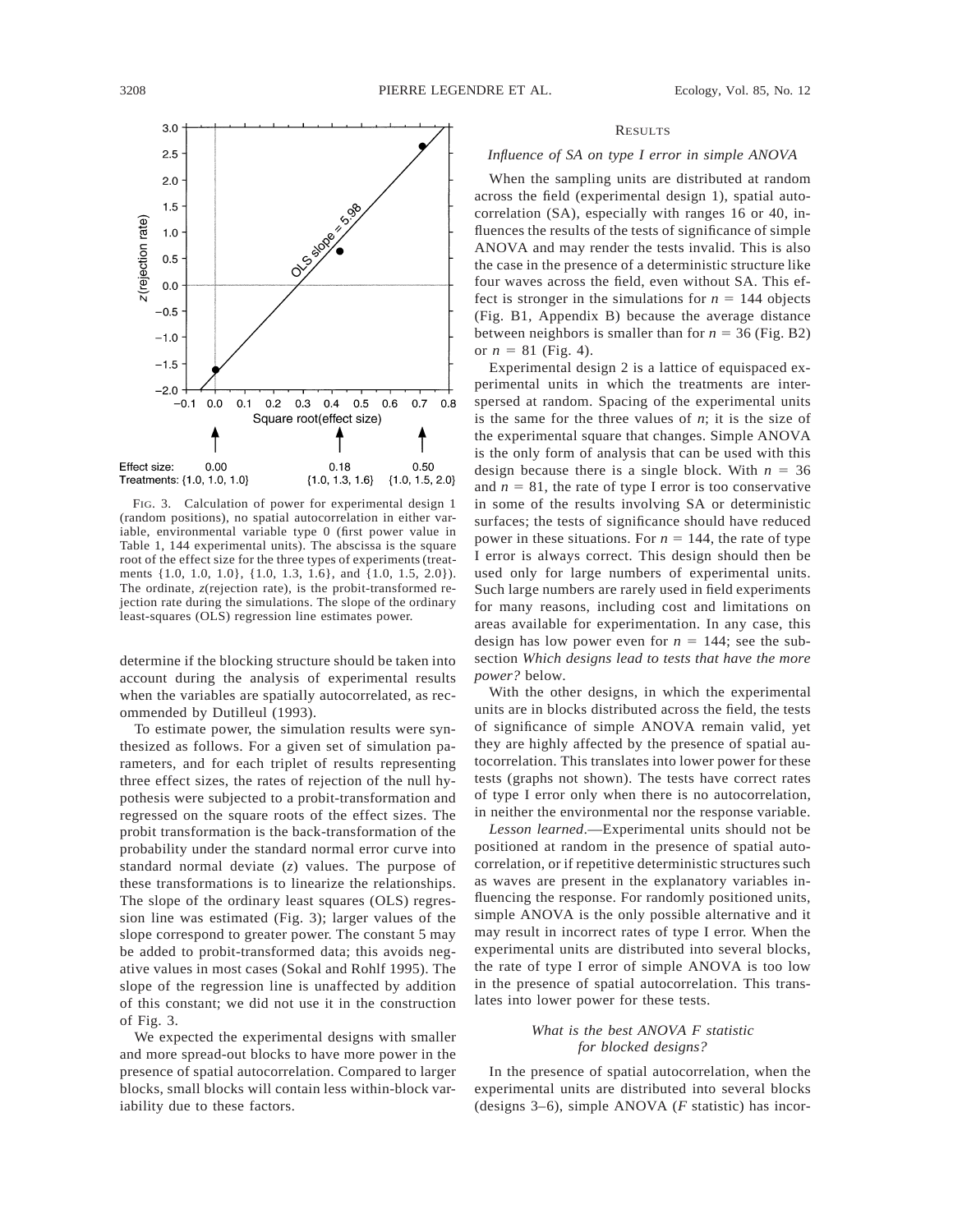FIG. 3. Calculation of power for experimental design 1 (random positions), no spatial autocorrelation in either variable, environmental variable type 0 (first power value in Table 1, 144 experimental units). The abscissa is the square root of the effect size for the three types of experiments (treatments {1.0, 1.0, 1.0}, {1.0, 1.3, 1.6}, and {1.0, 1.5, 2.0}). The ordinate, $z$(rejection rate), is the probit-transformed rejection rate during the simulations. The slope of the ordinary least-squares (OLS) regression line estimates power.

determine if the blocking structure should be taken into account during the analysis of experimental results when the variables are spatially autocorrelated, as recommended by Dutilleul (1993).

To estimate power, the simulation results were synthesized as follows. For a given set of simulation parameters, and for each triplet of results representing three effect sizes, the rates of rejection of the null hypothesis were subjected to a probit-transformation and regressed on the square roots of the effect sizes. The probit transformation is the back-transformation of the probability under the standard normal error curve into standard normal deviate ($z$) values. The purpose of these transformations is to linearize the relationships. The slope of the ordinary least squares (OLS) regression line was estimated (Fig. 3); larger values of the slope correspond to greater power. The constant 5 may be added to probit-transformed data; this avoids negative values in most cases (Sokal and Rohlf 1995). The slope of the regression line is unaffected by addition of this constant; we did not use it in the construction of Fig. 3.

We expected the experimental designs with smaller and more spread-out blocks to have more power in the presence of spatial autocorrelation. Compared to larger blocks, small blocks will contain less within-block variability due to these factors.

## RESULTS

### *Influence of SA on type I error in simple ANOVA*

When the sampling units are distributed at random across the field (experimental design 1), spatial autocorrelation (SA), especially with ranges 16 or 40, influences the results of the tests of significance of simple ANOVA and may render the tests invalid. This is also the case in the presence of a deterministic structure like four waves across the field, even without SA. This effect is stronger in the simulations for $n = 144$ objects (Fig. B1, Appendix B) because the average distance between neighbors is smaller than for $n = 36$ (Fig. B2) or $n = 81$ (Fig. 4).

Experimental design 2 is a lattice of equispaced experimental units in which the treatments are interspersed at random. Spacing of the experimental units is the same for the three values of $n$; it is the size of the experimental square that changes. Simple ANOVA is the only form of analysis that can be used with this design because there is a single block. With $n = 36$ and $n = 81$, the rate of type I error is too conservative in some of the results involving SA or deterministic surfaces; the tests of significance should have reduced power in these situations. For $n = 144$, the rate of type I error is always correct. This design should then be used only for large numbers of experimental units. Such large numbers are rarely used in field experiments for many reasons, including cost and limitations on areas available for experimentation. In any case, this design has low power even for $n = 144$; see the subsection *Which designs lead to tests that have the more power?* below.

With the other designs, in which the experimental units are in blocks distributed across the field, the tests of significance of simple ANOVA remain valid, yet they are highly affected by the presence of spatial autocorrelation. This translates into lower power for these tests (graphs not shown). The tests have correct rates of type I error only when there is no autocorrelation, in neither the environmental nor the response variable.

*Lesson learned*.—Experimental units should not be positioned at random in the presence of spatial autocorrelation, or if repetitive deterministic structures such as waves are present in the explanatory variables influencing the response. For randomly positioned units, simple ANOVA is the only possible alternative and it may result in incorrect rates of type I error. When the experimental units are distributed into several blocks, the rate of type I error of simple ANOVA is too low in the presence of spatial autocorrelation. This translates into lower power for these tests.

### *What is the best ANOVA F statistic for blocked designs?*

In the presence of spatial autocorrelation, when the experimental units are distributed into several blocks (designs 3–6), simple ANOVA ($F$ statistic) has incor-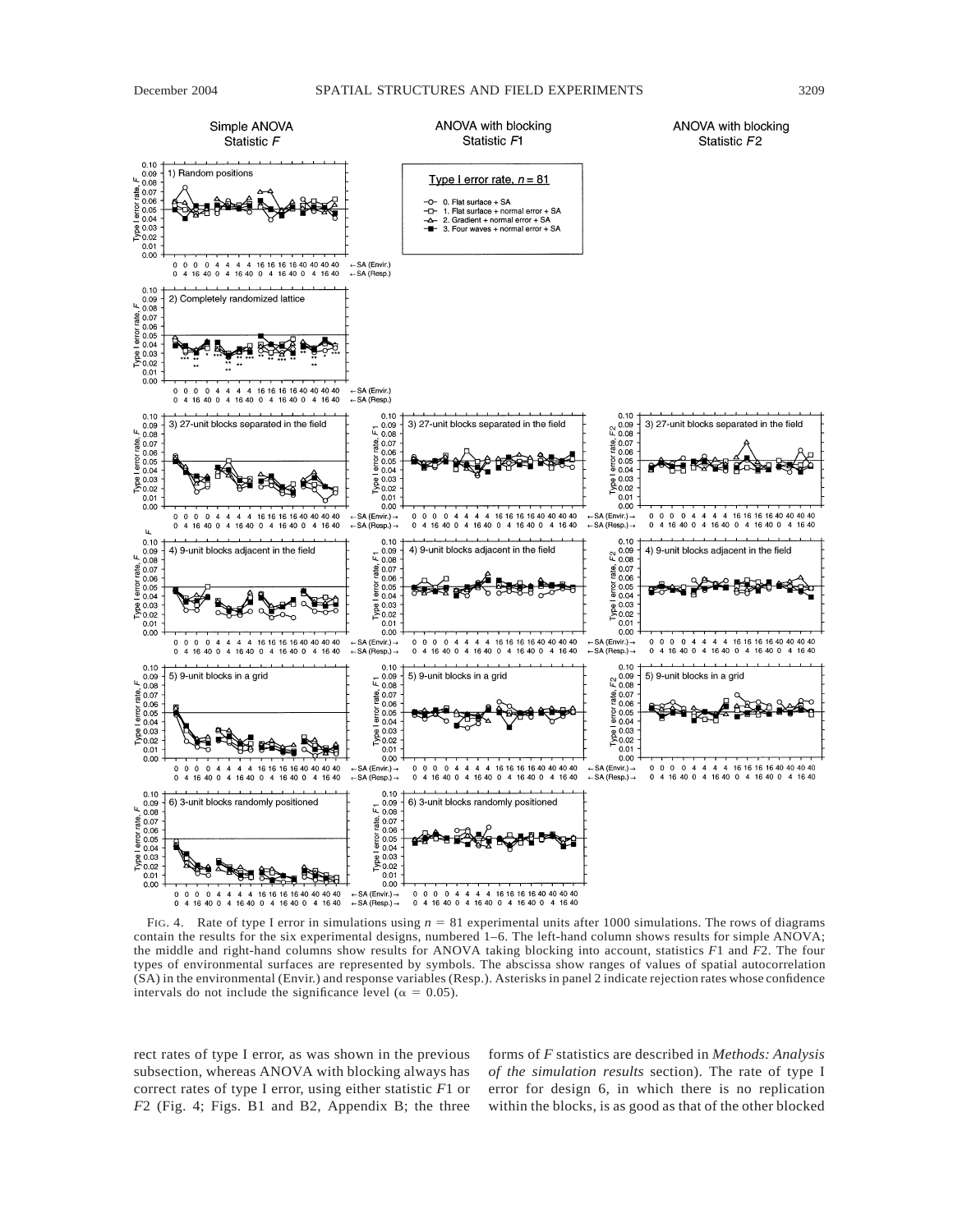FIG. 4. Rate of type I error in simulations using $n = 81$ experimental units after 1000 simulations. The rows of diagrams contain the results for the six experimental designs, numbered 1–6. The left-hand column shows results for simple ANOVA; the middle and right-hand columns show results for ANOVA taking blocking into account, statistics $F1$ and $F2$. The four types of environmental surfaces are represented by symbols. The abscissa show ranges of values of spatial autocorrelation (SA) in the environmental (Envir.) and response variables (Resp.). Asterisks in panel 2 indicate rejection rates whose confidence intervals do not include the significance level ($\alpha = 0.05$).

rect rates of type I error, as was shown in the previous subsection, whereas ANOVA with blocking always has correct rates of type I error, using either statistic $F1$ or $F2$ (Fig. 4; Figs. B1 and B2, Appendix B; the three forms of $F$ statistics are described in *Methods: Analysis of the simulation results* section). The rate of type I error for design 6, in which there is no replication within the blocks, is as good as that of the other blocked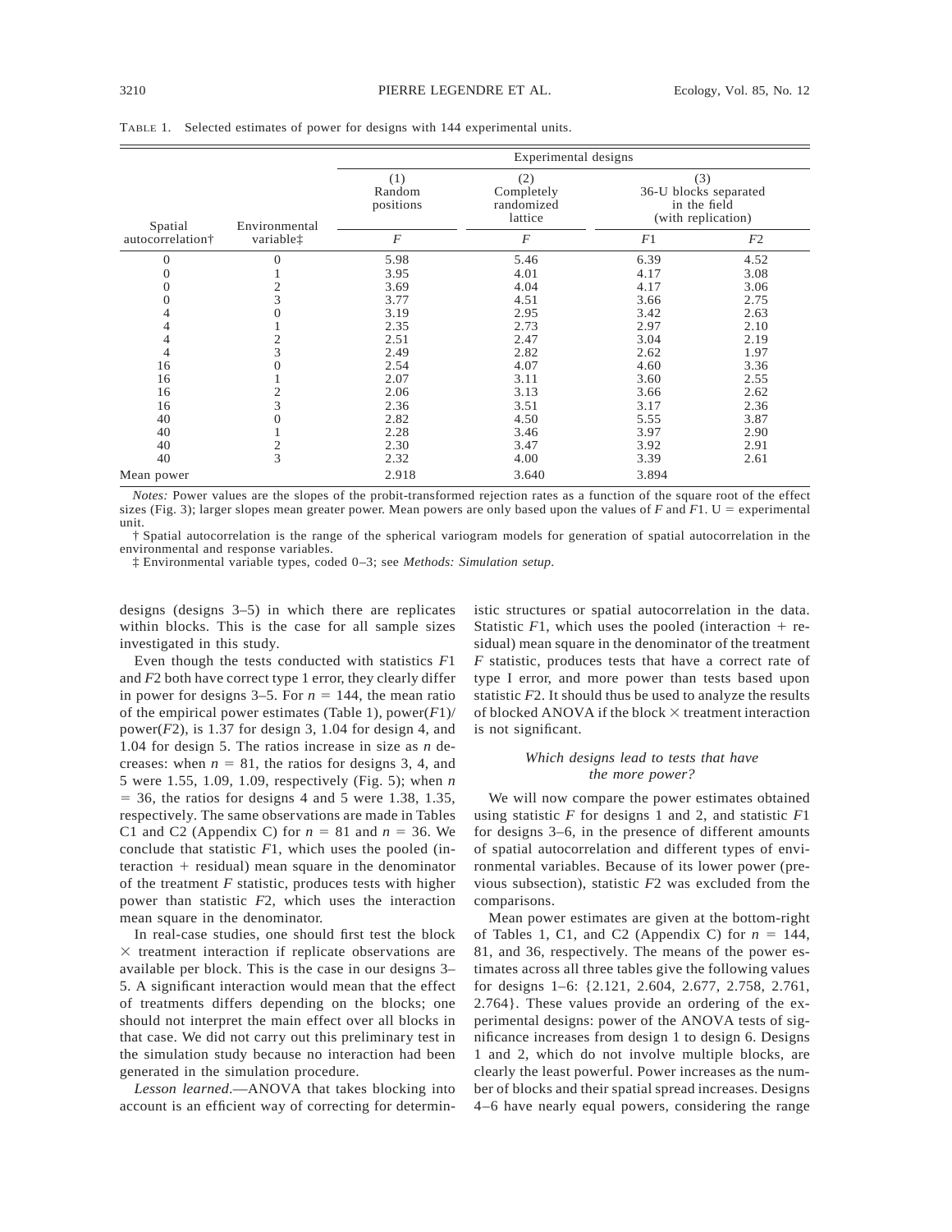TABLE 1. Selected estimates of power for designs with 144 experimental units.

| Spatial autocorrelation† | Environmental variable‡ | (1) Random positions | (2) Completely randomized lattice | (3) 36-U blocks separated in the field (with replication) | |
|---|---|---|---|---|---|
| | | $F$ | $F$ | $F1$ | $F2$ |
| 0 | 0 | 5.98 | 5.46 | 6.39 | 4.52 |
| 0 | 1 | 3.95 | 4.01 | 4.17 | 3.08 |
| 0 | 2 | 3.69 | 4.04 | 4.17 | 3.06 |
| 0 | 3 | 3.77 | 4.51 | 3.66 | 2.75 |
| 4 | 0 | 3.19 | 2.95 | 3.42 | 2.63 |
| 4 | 1 | 2.35 | 2.73 | 2.97 | 2.10 |
| 4 | 2 | 2.51 | 2.47 | 3.04 | 2.19 |
| 4 | 3 | 2.49 | 2.82 | 2.62 | 1.97 |
| 16 | 0 | 2.54 | 4.07 | 4.60 | 3.36 |
| 16 | 1 | 2.07 | 3.11 | 3.60 | 2.55 |
| 16 | 2 | 2.06 | 3.13 | 3.66 | 2.62 |
| 16 | 3 | 2.36 | 3.51 | 3.17 | 2.36 |
| 40 | 0 | 2.82 | 4.50 | 5.55 | 3.87 |
| 40 | 1 | 2.28 | 3.46 | 3.97 | 2.90 |
| 40 | 2 | 2.30 | 3.47 | 3.92 | 2.91 |
| 40 | 3 | 2.32 | 4.00 | 3.39 | 2.61 |
| Mean power | | 2.918 | 3.640 | 3.894 | |

*Notes:* Power values are the slopes of the probit-transformed rejection rates as a function of the square root of the effect sizes (Fig. 3); larger slopes mean greater power. Mean powers are only based upon the values of $F$ and $F1$. U = experimental unit.

† Spatial autocorrelation is the range of the spherical variogram models for generation of spatial autocorrelation in the environmental and response variables.

‡ Environmental variable types, coded 0–3; see *Methods: Simulation setup*.

designs (designs 3–5) in which there are replicates within blocks. This is the case for all sample sizes investigated in this study.

Even though the tests conducted with statistics $F1$ and $F2$ both have correct type 1 error, they clearly differ in power for designs 3–5. For $n = 144$, the mean ratio of the empirical power estimates (Table 1), power($F1$)/power($F2$), is 1.37 for design 3, 1.04 for design 4, and 1.04 for design 5. The ratios increase in size as $n$ decreases: when $n = 81$, the ratios for designs 3, 4, and 5 were 1.55, 1.09, 1.09, respectively (Fig. 5); when $n = 36$, the ratios for designs 4 and 5 were 1.38, 1.35, respectively. The same observations are made in Tables C1 and C2 (Appendix C) for $n = 81$ and $n = 36$. We conclude that statistic $F1$, which uses the pooled (interaction + residual) mean square in the denominator of the treatment $F$ statistic, produces tests with higher power than statistic $F2$, which uses the interaction mean square in the denominator.

In real-case studies, one should first test the block × treatment interaction if replicate observations are available per block. This is the case in our designs 3–5. A significant interaction would mean that the effect of treatments differs depending on the blocks; one should not interpret the main effect over all blocks in that case. We did not carry out this preliminary test in the simulation study because no interaction had been generated in the simulation procedure.

*Lesson learned*.—ANOVA that takes blocking into account is an efficient way of correcting for deterministic structures or spatial autocorrelation in the data. Statistic $F1$, which uses the pooled (interaction + residual) mean square in the denominator of the treatment $F$ statistic, produces tests that have a correct rate of type I error, and more power than tests based upon statistic $F2$. It should thus be used to analyze the results of blocked ANOVA if the block × treatment interaction is not significant.

### *Which designs lead to tests that have the more power?*

We will now compare the power estimates obtained using statistic $F$ for designs 1 and 2, and statistic $F1$ for designs 3–6, in the presence of different amounts of spatial autocorrelation and different types of environmental variables. Because of its lower power (previous subsection), statistic $F2$ was excluded from the comparisons.

Mean power estimates are given at the bottom-right of Tables 1, C1, and C2 (Appendix C) for $n = 144$, 81, and 36, respectively. The means of the power estimates across all three tables give the following values for designs 1–6: {2.121, 2.604, 2.677, 2.758, 2.761, 2.764}. These values provide an ordering of the experimental designs: power of the ANOVA tests of significance increases from design 1 to design 6. Designs 1 and 2, which do not involve multiple blocks, are clearly the least powerful. Power increases as the number of blocks and their spatial spread increases. Designs 4–6 have nearly equal powers, considering the range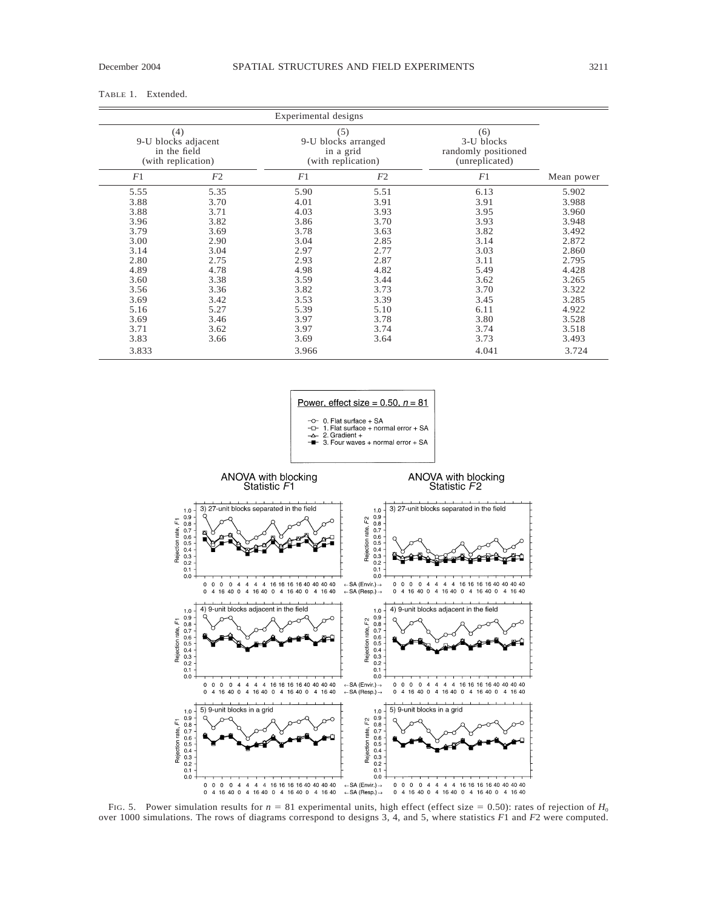TABLE 1. Extended.

| Experimental designs | | | | | |
|---|---|---|---|---|---|
| (4) 9-U blocks adjacent in the field (with replication) | | (5) 9-U blocks arranged in a grid (with replication) | | (6) 3-U blocks randomly positioned (unreplicated) | |
| $F1$ | $F2$ | $F1$ | $F2$ | $F1$ | Mean power |
| 5.55 | 5.35 | 5.90 | 5.51 | 6.13 | 5.902 |
| 3.88 | 3.70 | 4.01 | 3.91 | 3.91 | 3.988 |
| 3.88 | 3.71 | 4.03 | 3.93 | 3.95 | 3.960 |
| 3.96 | 3.82 | 3.86 | 3.70 | 3.93 | 3.948 |
| 3.79 | 3.69 | 3.78 | 3.63 | 3.82 | 3.492 |
| 3.00 | 2.90 | 3.04 | 2.85 | 3.14 | 2.872 |
| 3.14 | 3.04 | 2.97 | 2.77 | 3.03 | 2.860 |
| 2.80 | 2.75 | 2.93 | 2.87 | 3.11 | 2.795 |
| 4.89 | 4.78 | 4.98 | 4.82 | 5.49 | 4.428 |
| 3.60 | 3.38 | 3.59 | 3.44 | 3.62 | 3.265 |
| 3.56 | 3.36 | 3.82 | 3.73 | 3.70 | 3.322 |
| 3.69 | 3.42 | 3.53 | 3.39 | 3.45 | 3.285 |
| 5.16 | 5.27 | 5.39 | 5.10 | 6.11 | 4.922 |
| 3.69 | 3.46 | 3.97 | 3.78 | 3.80 | 3.528 |
| 3.71 | 3.62 | 3.97 | 3.74 | 3.74 | 3.518 |
| 3.83 | 3.66 | 3.69 | 3.64 | 3.73 | 3.493 |
| 3.833 | | 3.966 | | 4.041 | 3.724 |

FIG. 5. Power simulation results for $n = 81$ experimental units, high effect (effect size = 0.50): rates of rejection of $H_0$ over 1000 simulations. The rows of diagrams correspond to designs 3, 4, and 5, where statistics $F1$ and $F2$ were computed.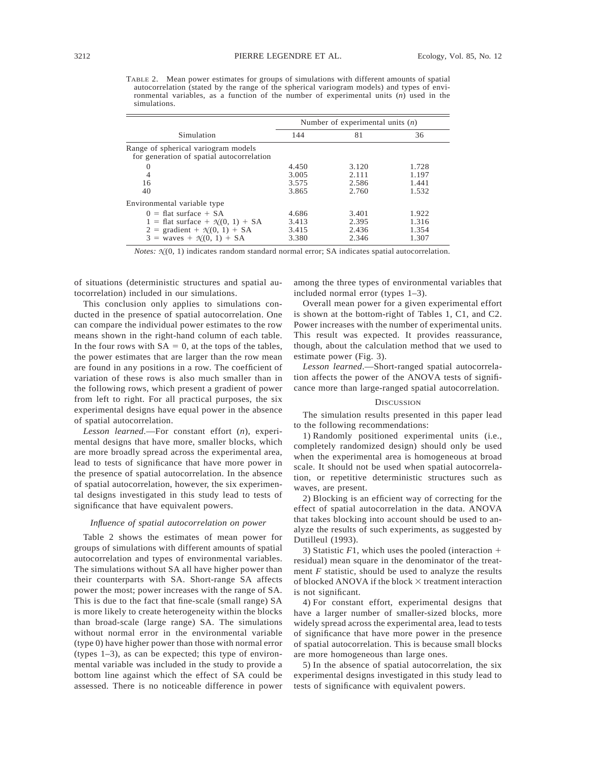TABLE 2. Mean power estimates for groups of simulations with different amounts of spatial autocorrelation (stated by the range of the spherical variogram models) and types of environmental variables, as a function of the number of experimental units ($n$) used in the simulations.

| Simulation | Number of experimental units ($n$) | | |
|---|---|---|---|
| | 144 | 81 | 36 |
| Range of spherical variogram models for generation of spatial autocorrelation | | | |
| 0 | 4.450 | 3.120 | 1.728 |
| 4 | 3.005 | 2.111 | 1.197 |
| 16 | 3.575 | 2.586 | 1.441 |
| 40 | 3.865 | 2.760 | 1.532 |
| Environmental variable type | | | |
| 0 = flat surface + SA | 4.686 | 3.401 | 1.922 |
| 1 = flat surface + $\mathcal{N}(0, 1)$ + SA | 3.413 | 2.395 | 1.316 |
| 2 = gradient + $\mathcal{N}(0, 1)$ + SA | 3.415 | 2.436 | 1.354 |
| 3 = waves + $\mathcal{N}(0, 1)$ + SA | 3.380 | 2.346 | 1.307 |

*Notes:* $\mathcal{N}(0, 1)$ indicates random standard normal error; SA indicates spatial autocorrelation.

of situations (deterministic structures and spatial autocorrelation) included in our simulations.

This conclusion only applies to simulations conducted in the presence of spatial autocorrelation. One can compare the individual power estimates to the row means shown in the right-hand column of each table. In the four rows with SA = 0, at the tops of the tables, the power estimates that are larger than the row mean are found in any positions in a row. The coefficient of variation of these rows is also much smaller than in the following rows, which present a gradient of power from left to right. For all practical purposes, the six experimental designs have equal power in the absence of spatial autocorrelation.

*Lesson learned*.—For constant effort ($n$), experimental designs that have more, smaller blocks, which are more broadly spread across the experimental area, lead to tests of significance that have more power in the presence of spatial autocorrelation. In the absence of spatial autocorrelation, however, the six experimental designs investigated in this study lead to tests of significance that have equivalent powers.

### *Influence of spatial autocorrelation on power*

Table 2 shows the estimates of mean power for groups of simulations with different amounts of spatial autocorrelation and types of environmental variables. The simulations without SA all have higher power than their counterparts with SA. Short-range SA affects power the most; power increases with the range of SA. This is due to the fact that fine-scale (small range) SA is more likely to create heterogeneity within the blocks than broad-scale (large range) SA. The simulations without normal error in the environmental variable (type 0) have higher power than those with normal error (types 1–3), as can be expected; this type of environmental variable was included in the study to provide a bottom line against which the effect of SA could be assessed. There is no noticeable difference in power among the three types of environmental variables that included normal error (types 1–3).

Overall mean power for a given experimental effort is shown at the bottom-right of Tables 1, C1, and C2. Power increases with the number of experimental units. This result was expected. It provides reassurance, though, about the calculation method that we used to estimate power (Fig. 3).

*Lesson learned*.—Short-ranged spatial autocorrelation affects the power of the ANOVA tests of significance more than large-ranged spatial autocorrelation.

## DISCUSSION

The simulation results presented in this paper lead to the following recommendations:

1) Randomly positioned experimental units (i.e., completely randomized design) should only be used when the experimental area is homogeneous at broad scale. It should not be used when spatial autocorrelation, or repetitive deterministic structures such as waves, are present.

2) Blocking is an efficient way of correcting for the effect of spatial autocorrelation in the data. ANOVA that takes blocking into account should be used to analyze the results of such experiments, as suggested by Dutilleul (1993).

3) Statistic $F1$, which uses the pooled (interaction + residual) mean square in the denominator of the treatment $F$ statistic, should be used to analyze the results of blocked ANOVA if the block × treatment interaction is not significant.

4) For constant effort, experimental designs that have a larger number of smaller-sized blocks, more widely spread across the experimental area, lead to tests of significance that have more power in the presence of spatial autocorrelation. This is because small blocks are more homogeneous than large ones.

5) In the absence of spatial autocorrelation, the six experimental designs investigated in this study lead to tests of significance with equivalent powers.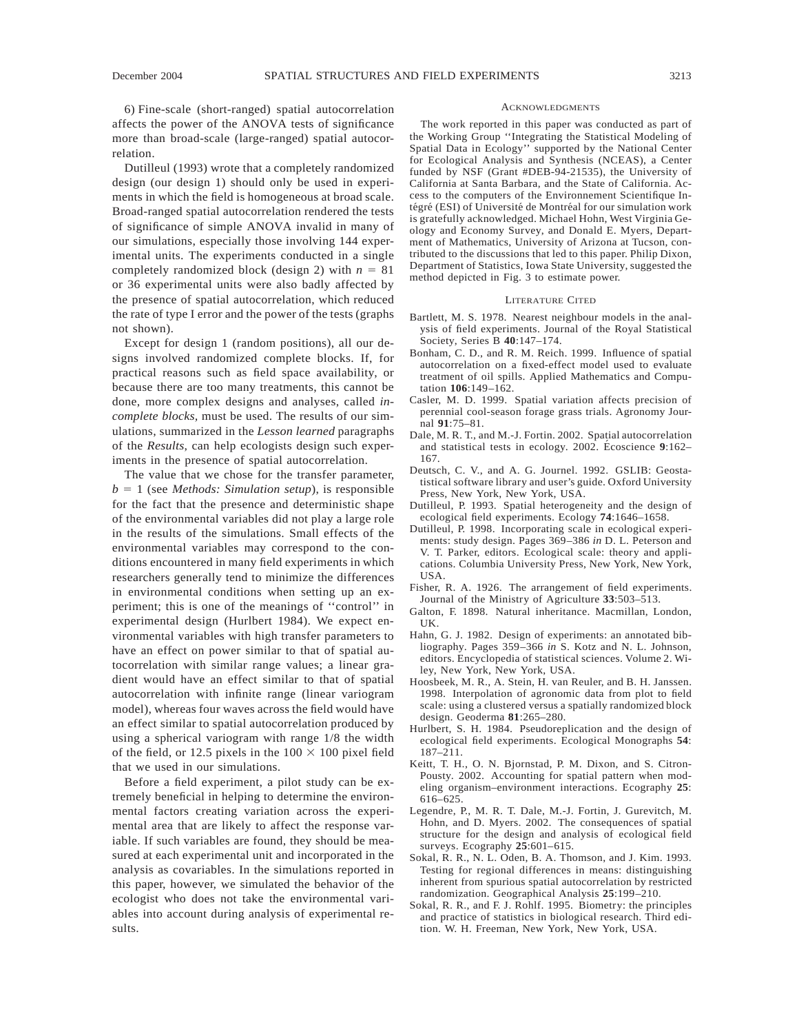6) Fine-scale (short-ranged) spatial autocorrelation affects the power of the ANOVA tests of significance more than broad-scale (large-ranged) spatial autocorrelation.

Dutilleul (1993) wrote that a completely randomized design (our design 1) should only be used in experiments in which the field is homogeneous at broad scale. Broad-ranged spatial autocorrelation rendered the tests of significance of simple ANOVA invalid in many of our simulations, especially those involving 144 experimental units. The experiments conducted in a single completely randomized block (design 2) with $n = 81$ or 36 experimental units were also badly affected by the presence of spatial autocorrelation, which reduced the rate of type I error and the power of the tests (graphs not shown).

Except for design 1 (random positions), all our designs involved randomized complete blocks. If, for practical reasons such as field space availability, or because there are too many treatments, this cannot be done, more complex designs and analyses, called *incomplete blocks*, must be used. The results of our simulations, summarized in the *Lesson learned* paragraphs of the *Results*, can help ecologists design such experiments in the presence of spatial autocorrelation.

The value that we chose for the transfer parameter, $b = 1$ (see *Methods: Simulation setup*), is responsible for the fact that the presence and deterministic shape of the environmental variables did not play a large role in the results of the simulations. Small effects of the environmental variables may correspond to the conditions encountered in many field experiments in which researchers generally tend to minimize the differences in environmental conditions when setting up an experiment; this is one of the meanings of ''control'' in experimental design (Hurlbert 1984). We expect environmental variables with high transfer parameters to have an effect on power similar to that of spatial autocorrelation with similar range values; a linear gradient would have an effect similar to that of spatial autocorrelation with infinite range (linear variogram model), whereas four waves across the field would have an effect similar to spatial autocorrelation produced by using a spherical variogram with range 1/8 the width of the field, or 12.5 pixels in the $100 \times 100$ pixel field that we used in our simulations.

Before a field experiment, a pilot study can be extremely beneficial in helping to determine the environmental factors creating variation across the experimental area that are likely to affect the response variable. If such variables are found, they should be measured at each experimental unit and incorporated in the analysis as covariables. In the simulations reported in this paper, however, we simulated the behavior of the ecologist who does not take the environmental variables into account during analysis of experimental results.

## Acknowledgments

The work reported in this paper was conducted as part of the Working Group ''Integrating the Statistical Modeling of Spatial Data in Ecology'' supported by the National Center for Ecological Analysis and Synthesis (NCEAS), a Center funded by NSF (Grant #DEB-94-21535), the University of California at Santa Barbara, and the State of California. Access to the computers of the Environnement Scientifique Intégré (ESI) of Université de Montréal for our simulation work is gratefully acknowledged. Michael Hohn, West Virginia Geology and Economy Survey, and Donald E. Myers, Department of Mathematics, University of Arizona at Tucson, contributed to the discussions that led to this paper. Philip Dixon, Department of Statistics, Iowa State University, suggested the method depicted in Fig. 3 to estimate power.

## Literature Cited

Bartlett, M. S. 1978. Nearest neighbour models in the analysis of field experiments. Journal of the Royal Statistical Society, Series B **40**:147–174.

Bonham, C. D., and R. M. Reich. 1999. Influence of spatial autocorrelation on a fixed-effect model used to evaluate treatment of oil spills. Applied Mathematics and Computation **106**:149–162.

Casler, M. D. 1999. Spatial variation affects precision of perennial cool-season forage grass trials. Agronomy Journal **91**:75–81.

Dale, M. R. T., and M.-J. Fortin. 2002. Spatial autocorrelation and statistical tests in ecology. 2002. Écoscience **9**:162–167.

Deutsch, C. V., and A. G. Journel. 1992. GSLIB: Geostatistical software library and user's guide. Oxford University Press, New York, New York, USA.

Dutilleul, P. 1993. Spatial heterogeneity and the design of ecological field experiments. Ecology **74**:1646–1658.

Dutilleul, P. 1998. Incorporating scale in ecological experiments: study design. Pages 369–386 *in* D. L. Peterson and V. T. Parker, editors. Ecological scale: theory and applications. Columbia University Press, New York, New York, USA.

Fisher, R. A. 1926. The arrangement of field experiments. Journal of the Ministry of Agriculture **33**:503–513.

Galton, F. 1898. Natural inheritance. Macmillan, London, UK.

Hahn, G. J. 1982. Design of experiments: an annotated bibliography. Pages 359–366 *in* S. Kotz and N. L. Johnson, editors. Encyclopedia of statistical sciences. Volume 2. Wiley, New York, New York, USA.

Hoosbeek, M. R., A. Stein, H. van Reuler, and B. H. Janssen. 1998. Interpolation of agronomic data from plot to field scale: using a clustered versus a spatially randomized block design. Geoderma **81**:265–280.

Hurlbert, S. H. 1984. Pseudoreplication and the design of ecological field experiments. Ecological Monographs **54**:187–211.

Keitt, T. H., O. N. Bjornstad, P. M. Dixon, and S. Citron-Pousty. 2002. Accounting for spatial pattern when modeling organism–environment interactions. Ecography **25**:616–625.

Legendre, P., M. R. T. Dale, M.-J. Fortin, J. Gurevitch, M. Hohn, and D. Myers. 2002. The consequences of spatial structure for the design and analysis of ecological field surveys. Ecography **25**:601–615.

Sokal, R. R., N. L. Oden, B. A. Thomson, and J. Kim. 1993. Testing for regional differences in means: distinguishing inherent from spurious spatial autocorrelation by restricted randomization. Geographical Analysis **25**:199–210.

Sokal, R. R., and F. J. Rohlf. 1995. Biometry: the principles and practice of statistics in biological research. Third edition. W. H. Freeman, New York, New York, USA.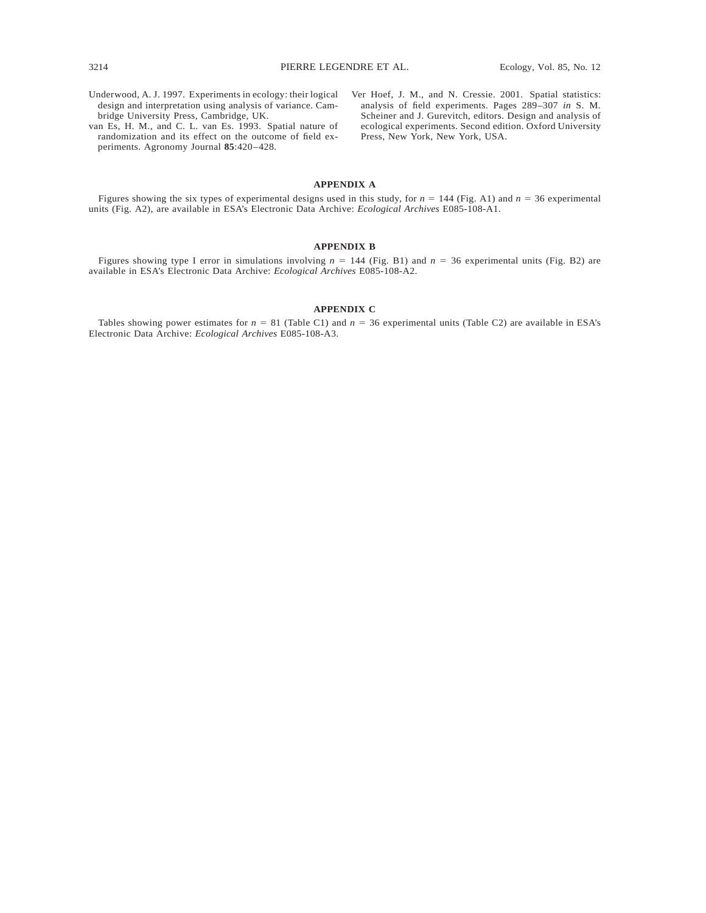Underwood, A. J. 1997. Experiments in ecology: their logical design and interpretation using analysis of variance. Cambridge University Press, Cambridge, UK.

van Es, H. M., and C. L. van Es. 1993. Spatial nature of randomization and its effect on the outcome of field experiments. Agronomy Journal **85**:420–428.

Ver Hoef, J. M., and N. Cressie. 2001. Spatial statistics: analysis of field experiments. Pages 289–307 *in* S. M. Scheiner and J. Gurevitch, editors. Design and analysis of ecological experiments. Second edition. Oxford University Press, New York, New York, USA.

## APPENDIX A

Figures showing the six types of experimental designs used in this study, for $n = 144$ (Fig. A1) and $n = 36$ experimental units (Fig. A2), are available in ESA's Electronic Data Archive: *Ecological Archives* E085-108-A1.

## APPENDIX B

Figures showing type I error in simulations involving $n = 144$ (Fig. B1) and $n = 36$ experimental units (Fig. B2) are available in ESA's Electronic Data Archive: *Ecological Archives* E085-108-A2.

## APPENDIX C

Tables showing power estimates for $n = 81$ (Table C1) and $n = 36$ experimental units (Table C2) are available in ESA's Electronic Data Archive: *Ecological Archives* E085-108-A3.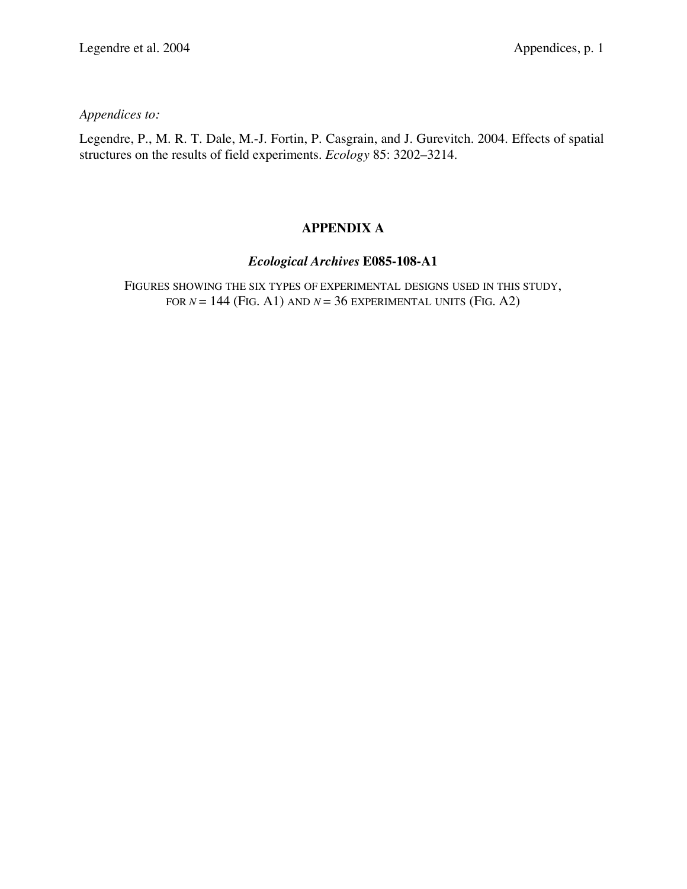*Appendices to:*

Legendre, P., M. R. T. Dale, M.-J. Fortin, P. Casgrain, and J. Gurevitch. 2004. Effects of spatial structures on the results of field experiments. *Ecology* 85: 3202–3214.

## APPENDIX A

### *Ecological Archives* E085-108-A1

FIGURES SHOWING THE SIX TYPES OF EXPERIMENTAL DESIGNS USED IN THIS STUDY, FOR $N = 144$ (FIG. A1) AND $N = 36$ EXPERIMENTAL UNITS (FIG. A2)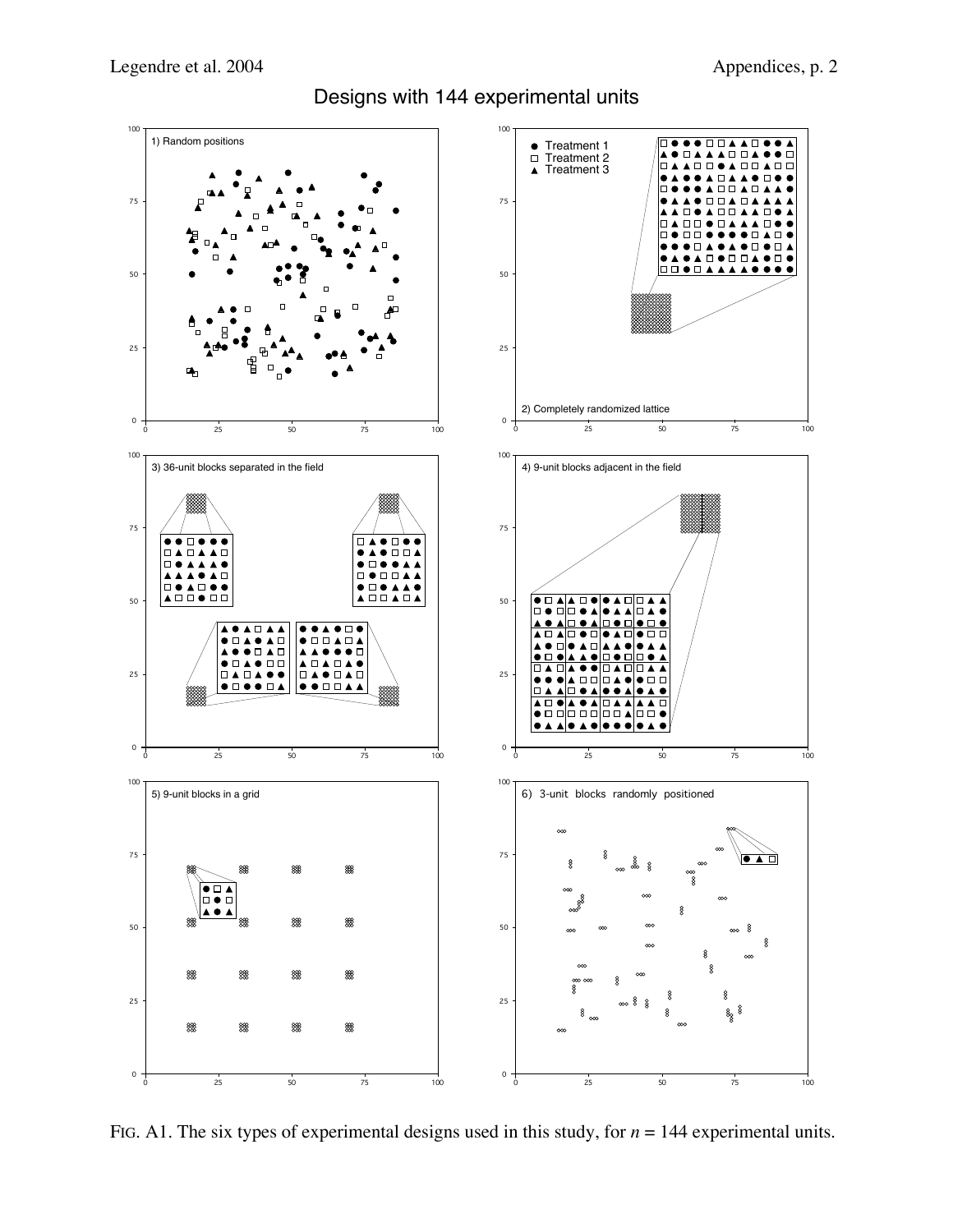# Designs with 144 experimental units

FIG. A1. The six types of experimental designs used in this study, for $n$ = 144 experimental units.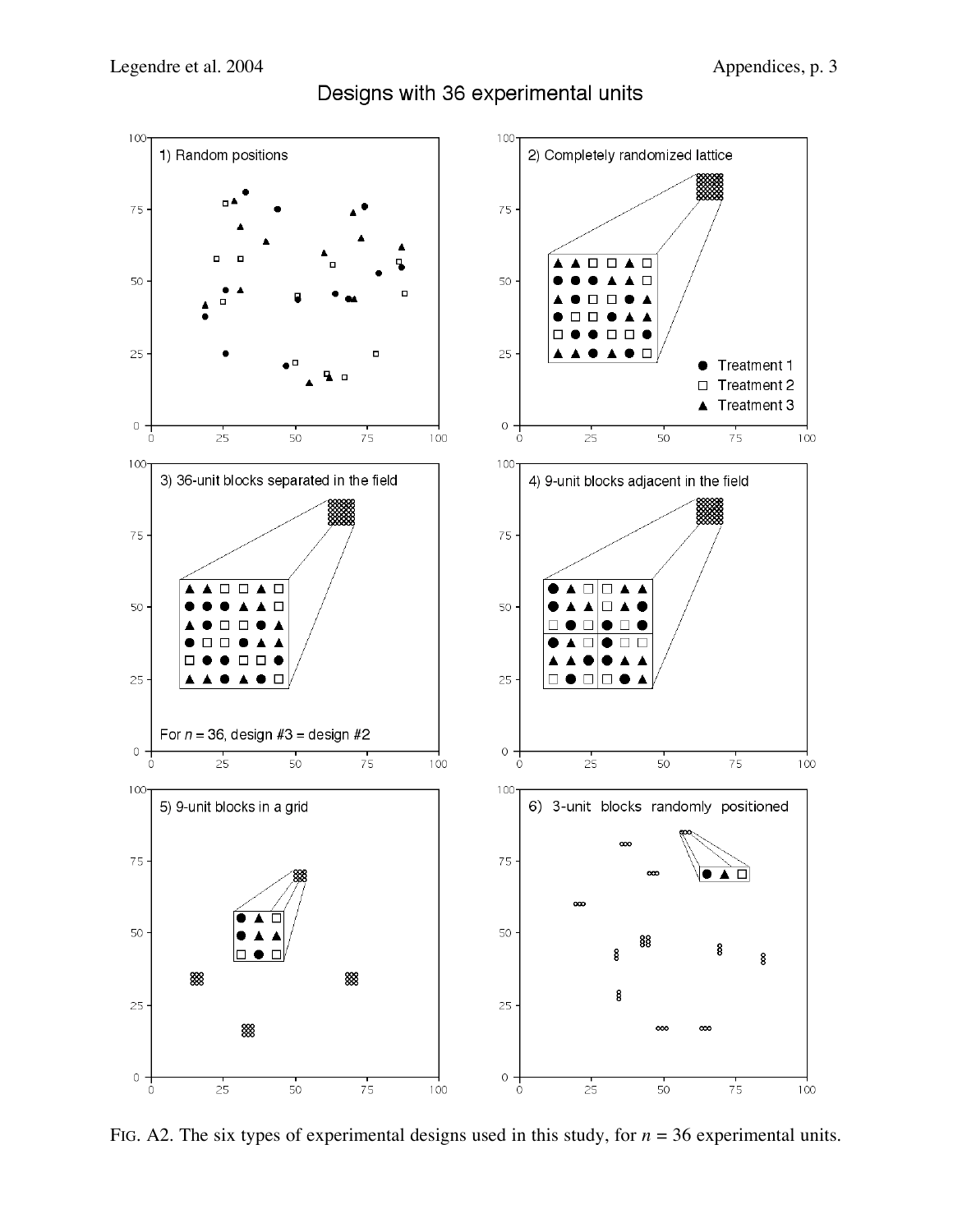Designs with 36 experimental units

FIG. A2. The six types of experimental designs used in this study, for $n$ = 36 experimental units.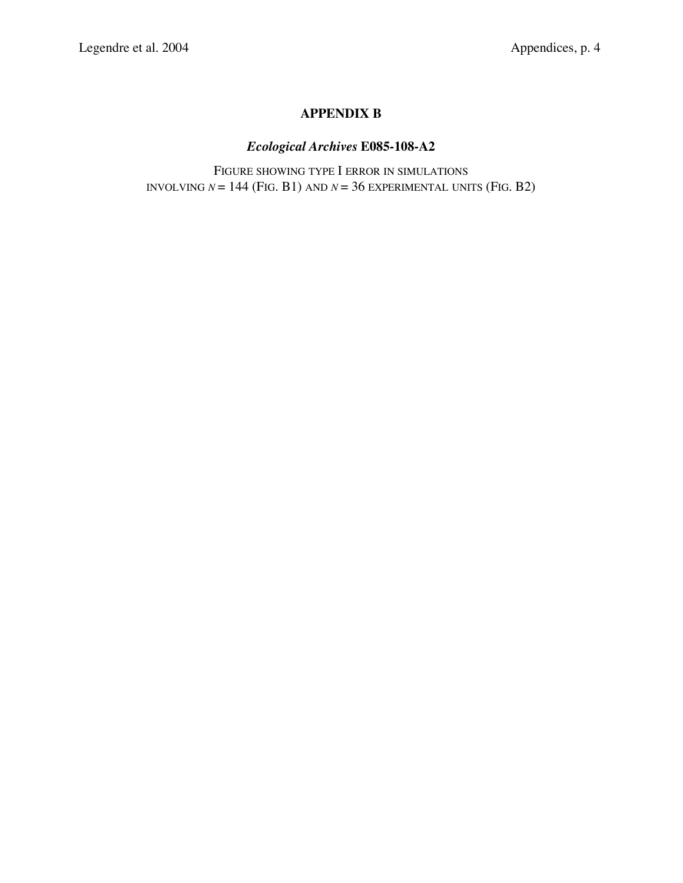# APPENDIX B

## *Ecological Archives* E085-108-A2

FIGURE SHOWING TYPE I ERROR IN SIMULATIONS INVOLVING $N$ = 144 (FIG. B1) AND $N$ = 36 EXPERIMENTAL UNITS (FIG. B2)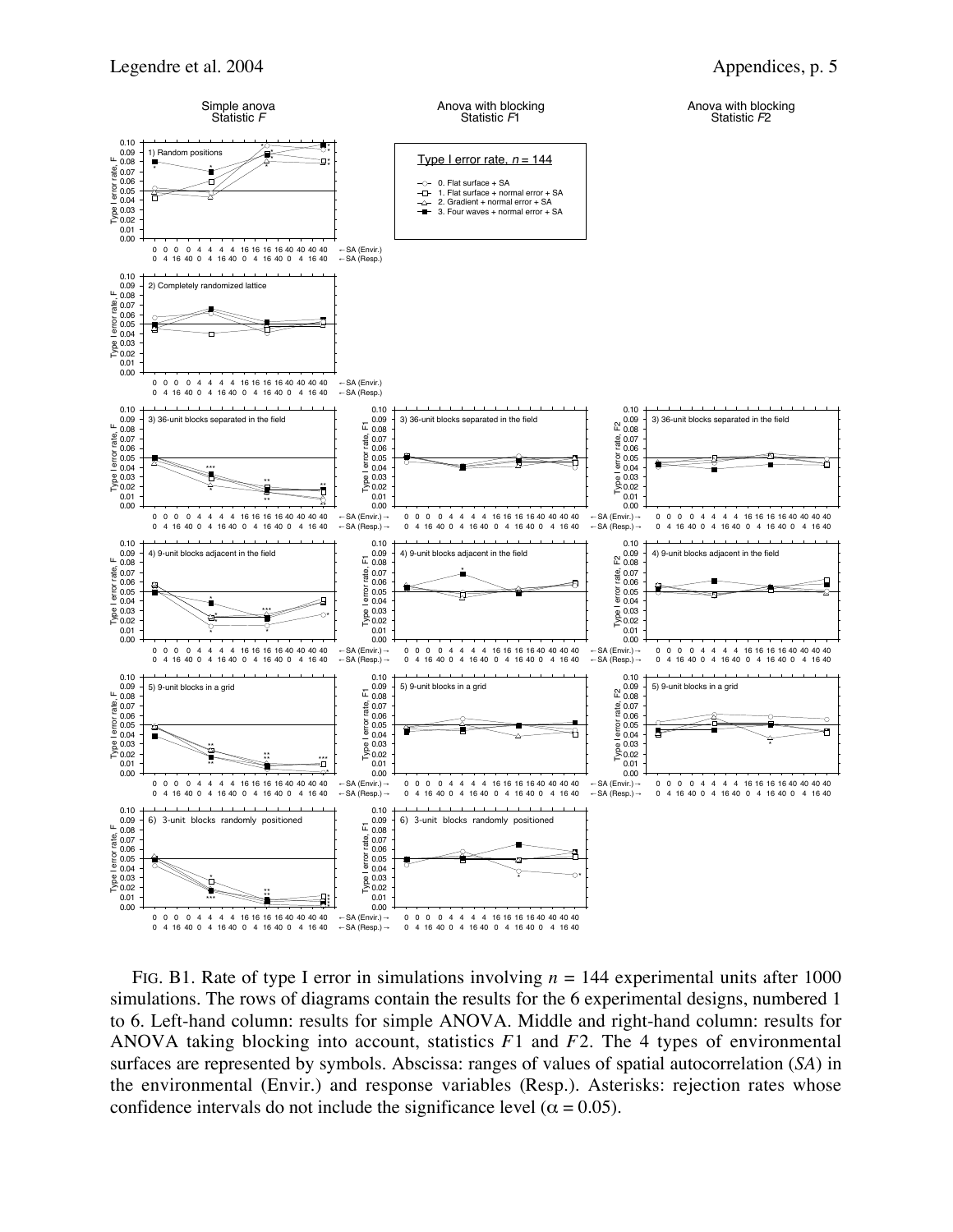FIG. B1. Rate of type I error in simulations involving $n = 144$ experimental units after 1000 simulations. The rows of diagrams contain the results for the 6 experimental designs, numbered 1 to 6. Left-hand column: results for simple ANOVA. Middle and right-hand column: results for ANOVA taking blocking into account, statistics $F1$ and $F2$. The 4 types of environmental surfaces are represented by symbols. Abscissa: ranges of values of spatial autocorrelation (*SA*) in the environmental (Envir.) and response variables (Resp.). Asterisks: rejection rates whose confidence intervals do not include the significance level ($\alpha = 0.05$).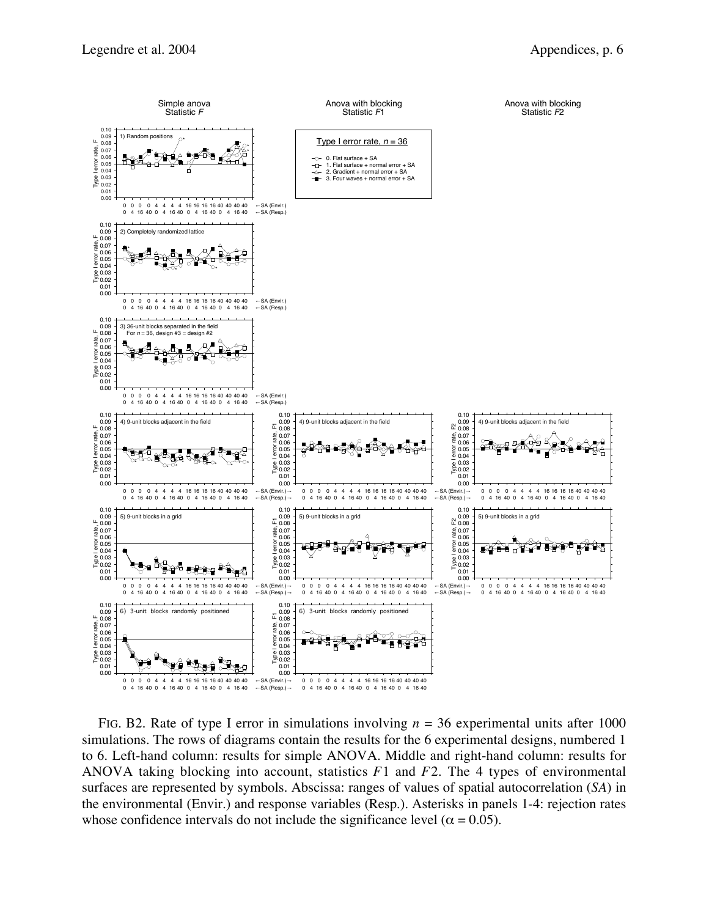FIG. B2. Rate of type I error in simulations involving $n$ = 36 experimental units after 1000 simulations. The rows of diagrams contain the results for the 6 experimental designs, numbered 1 to 6. Left-hand column: results for simple ANOVA. Middle and right-hand column: results for ANOVA taking blocking into account, statistics $F1$ and $F2$. The 4 types of environmental surfaces are represented by symbols. Abscissa: ranges of values of spatial autocorrelation ($SA$) in the environmental (Envir.) and response variables (Resp.). Asterisks in panels 1-4: rejection rates whose confidence intervals do not include the significance level ($\alpha$ = 0.05).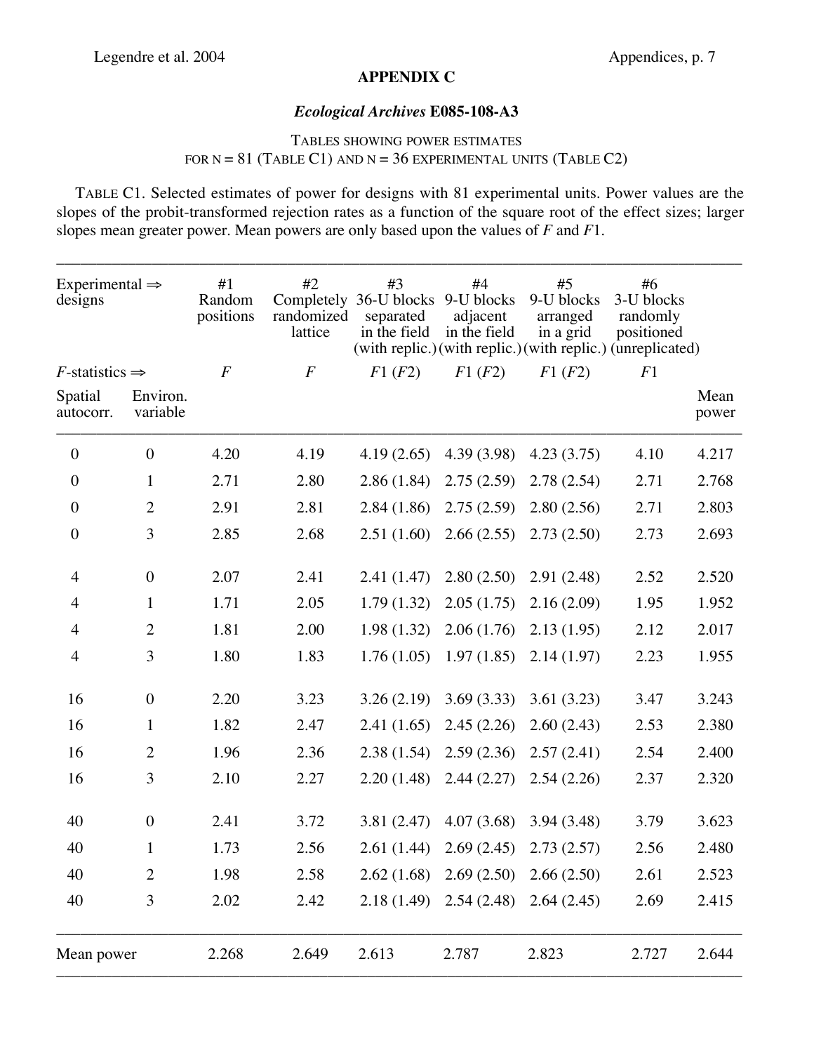## APPENDIX C

### *Ecological Archives* E085-108-A3

TABLES SHOWING POWER ESTIMATES FOR N = 81 (TABLE C1) AND N = 36 EXPERIMENTAL UNITS (TABLE C2)

TABLE C1. Selected estimates of power for designs with 81 experimental units. Power values are the slopes of the probit-transformed rejection rates as a function of the square root of the effect sizes; larger slopes mean greater power. Mean powers are only based upon the values of *F* and *F*1.

| Experimental ⇒ designs | | #1 Random positions | #2 Completely randomized lattice | #3 36-U blocks separated in the field (with replic.) | #4 9-U blocks adjacent in the field (with replic.) | #5 9-U blocks arranged in a grid (with replic.) | #6 3-U blocks randomly positioned (unreplicated) | |
|---|---|---|---|---|---|---|---|---|
| *F*-statistics ⇒ | | *F* | *F* | *F*1 (*F*2) | *F*1 (*F*2) | *F*1 (*F*2) | *F*1 | |
| Spatial autocorr. | Environ. variable | | | | | | | Mean power |
| 0 | 0 | 4.20 | 4.19 | 4.19 (2.65) | 4.39 (3.98) | 4.23 (3.75) | 4.10 | 4.217 |
| 0 | 1 | 2.71 | 2.80 | 2.86 (1.84) | 2.75 (2.59) | 2.78 (2.54) | 2.71 | 2.768 |
| 0 | 2 | 2.91 | 2.81 | 2.84 (1.86) | 2.75 (2.59) | 2.80 (2.56) | 2.71 | 2.803 |
| 0 | 3 | 2.85 | 2.68 | 2.51 (1.60) | 2.66 (2.55) | 2.73 (2.50) | 2.73 | 2.693 |
| 4 | 0 | 2.07 | 2.41 | 2.41 (1.47) | 2.80 (2.50) | 2.91 (2.48) | 2.52 | 2.520 |
| 4 | 1 | 1.71 | 2.05 | 1.79 (1.32) | 2.05 (1.75) | 2.16 (2.09) | 1.95 | 1.952 |
| 4 | 2 | 1.81 | 2.00 | 1.98 (1.32) | 2.06 (1.76) | 2.13 (1.95) | 2.12 | 2.017 |
| 4 | 3 | 1.80 | 1.83 | 1.76 (1.05) | 1.97 (1.85) | 2.14 (1.97) | 2.23 | 1.955 |
| 16 | 0 | 2.20 | 3.23 | 3.26 (2.19) | 3.69 (3.33) | 3.61 (3.23) | 3.47 | 3.243 |
| 16 | 1 | 1.82 | 2.47 | 2.41 (1.65) | 2.45 (2.26) | 2.60 (2.43) | 2.53 | 2.380 |
| 16 | 2 | 1.96 | 2.36 | 2.38 (1.54) | 2.59 (2.36) | 2.57 (2.41) | 2.54 | 2.400 |
| 16 | 3 | 2.10 | 2.27 | 2.20 (1.48) | 2.44 (2.27) | 2.54 (2.26) | 2.37 | 2.320 |
| 40 | 0 | 2.41 | 3.72 | 3.81 (2.47) | 4.07 (3.68) | 3.94 (3.48) | 3.79 | 3.623 |
| 40 | 1 | 1.73 | 2.56 | 2.61 (1.44) | 2.69 (2.45) | 2.73 (2.57) | 2.56 | 2.480 |
| 40 | 2 | 1.98 | 2.58 | 2.62 (1.68) | 2.69 (2.50) | 2.66 (2.50) | 2.61 | 2.523 |
| 40 | 3 | 2.02 | 2.42 | 2.18 (1.49) | 2.54 (2.48) | 2.64 (2.45) | 2.69 | 2.415 |
| Mean power | | 2.268 | 2.649 | 2.613 | 2.787 | 2.823 | 2.727 | 2.644 |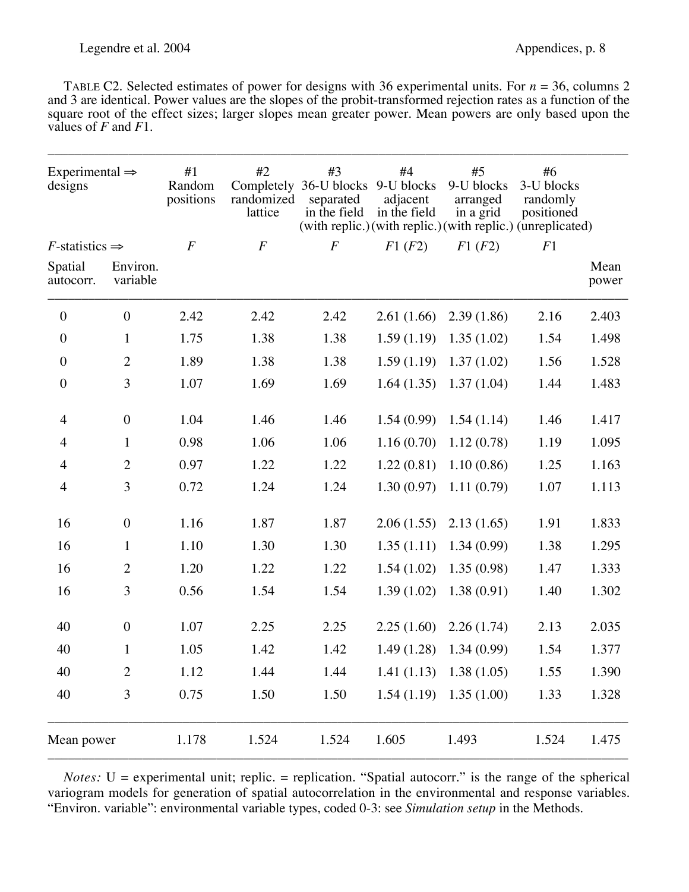TABLE C2. Selected estimates of power for designs with 36 experimental units. For $n$ = 36, columns 2 and 3 are identical. Power values are the slopes of the probit-transformed rejection rates as a function of the square root of the effect sizes; larger slopes mean greater power. Mean powers are only based upon the values of $F$ and $F1$.

| Experimental designs ⇒ | | #1 Random positions | #2 Completely randomized lattice | #3 36-U blocks separated in the field (with replic.) | #4 9-U blocks adjacent in the field (with replic.) | #5 9-U blocks arranged in a grid (with replic.) | #6 3-U blocks randomly positioned (unreplicated) | |
|---|---|---|---|---|---|---|---|---|
| *F*-statistics ⇒ | | $F$ | $F$ | $F$ | $F1$ ($F2$) | $F1$ ($F2$) | $F1$ | |
| Spatial autocorr. | Environ. variable | | | | | | | Mean power |
| 0 | 0 | 2.42 | 2.42 | 2.42 | 2.61 (1.66) | 2.39 (1.86) | 2.16 | 2.403 |
| 0 | 1 | 1.75 | 1.38 | 1.38 | 1.59 (1.19) | 1.35 (1.02) | 1.54 | 1.498 |
| 0 | 2 | 1.89 | 1.38 | 1.38 | 1.59 (1.19) | 1.37 (1.02) | 1.56 | 1.528 |
| 0 | 3 | 1.07 | 1.69 | 1.69 | 1.64 (1.35) | 1.37 (1.04) | 1.44 | 1.483 |
| 4 | 0 | 1.04 | 1.46 | 1.46 | 1.54 (0.99) | 1.54 (1.14) | 1.46 | 1.417 |
| 4 | 1 | 0.98 | 1.06 | 1.06 | 1.16 (0.70) | 1.12 (0.78) | 1.19 | 1.095 |
| 4 | 2 | 0.97 | 1.22 | 1.22 | 1.22 (0.81) | 1.10 (0.86) | 1.25 | 1.163 |
| 4 | 3 | 0.72 | 1.24 | 1.24 | 1.30 (0.97) | 1.11 (0.79) | 1.07 | 1.113 |
| 16 | 0 | 1.16 | 1.87 | 1.87 | 2.06 (1.55) | 2.13 (1.65) | 1.91 | 1.833 |
| 16 | 1 | 1.10 | 1.30 | 1.30 | 1.35 (1.11) | 1.34 (0.99) | 1.38 | 1.295 |
| 16 | 2 | 1.20 | 1.22 | 1.22 | 1.54 (1.02) | 1.35 (0.98) | 1.47 | 1.333 |
| 16 | 3 | 0.56 | 1.54 | 1.54 | 1.39 (1.02) | 1.38 (0.91) | 1.40 | 1.302 |
| 40 | 0 | 1.07 | 2.25 | 2.25 | 2.25 (1.60) | 2.26 (1.74) | 2.13 | 2.035 |
| 40 | 1 | 1.05 | 1.42 | 1.42 | 1.49 (1.28) | 1.34 (0.99) | 1.54 | 1.377 |
| 40 | 2 | 1.12 | 1.44 | 1.44 | 1.41 (1.13) | 1.38 (1.05) | 1.55 | 1.390 |
| 40 | 3 | 0.75 | 1.50 | 1.50 | 1.54 (1.19) | 1.35 (1.00) | 1.33 | 1.328 |
| Mean power | | 1.178 | 1.524 | 1.524 | 1.605 | 1.493 | 1.524 | 1.475 |

*Notes:* U = experimental unit; replic. = replication. "Spatial autocorr." is the range of the spherical variogram models for generation of spatial autocorrelation in the environmental and response variables. "Environ. variable": environmental variable types, coded 0-3: see *Simulation setup* in the Methods.